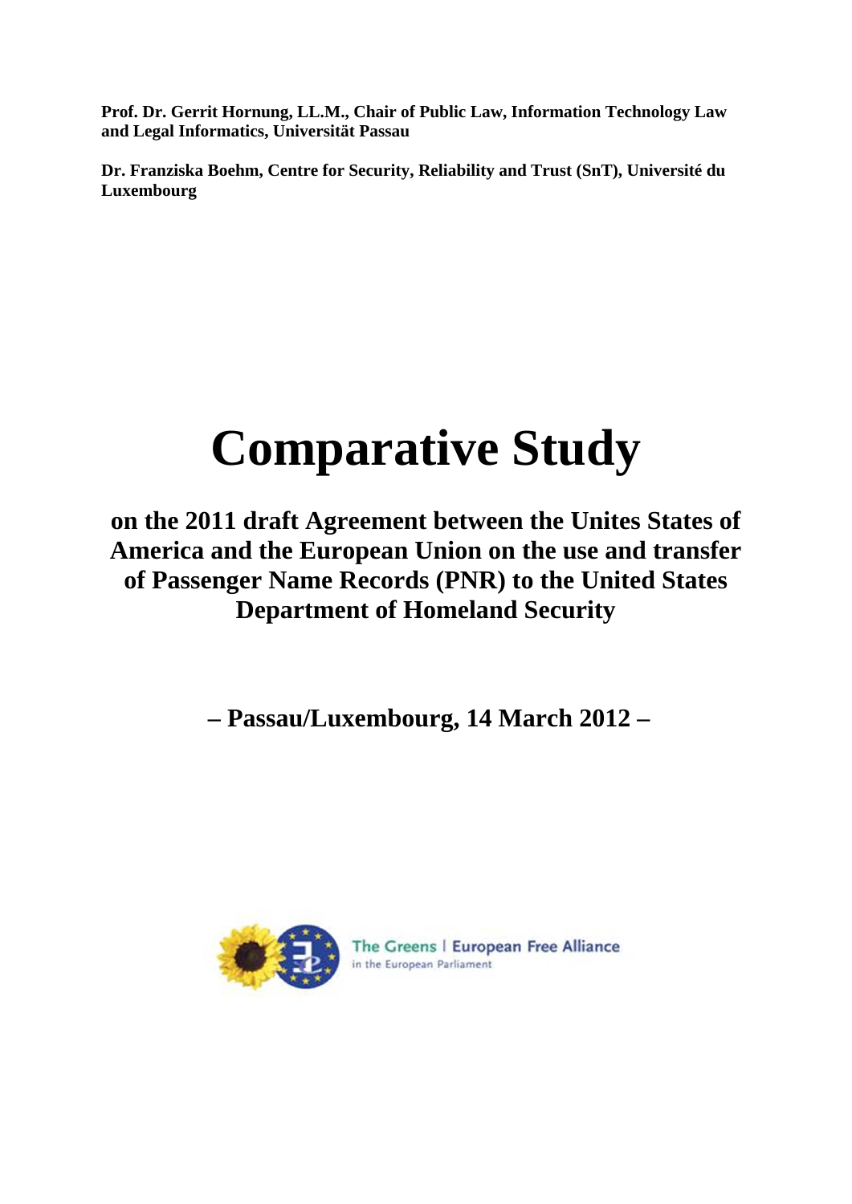**Prof. Dr. Gerrit Hornung, LL.M., Chair of Public Law, Information Technology Law and Legal Informatics, Universität Passau**

**Dr. Franziska Boehm, Centre for Security, Reliability and Trust (SnT), Université du Luxembourg**

# Comparative Study

## on the 2011 draft Agreement between the Unites States of America and the European Union on the use and transfer of Passenger Name Records (PNR) to the United States Department of Homeland Security

**– Passau/Luxembourg, 14 March 2012 –**

The Greens | European Free Alliance
in the European Parliament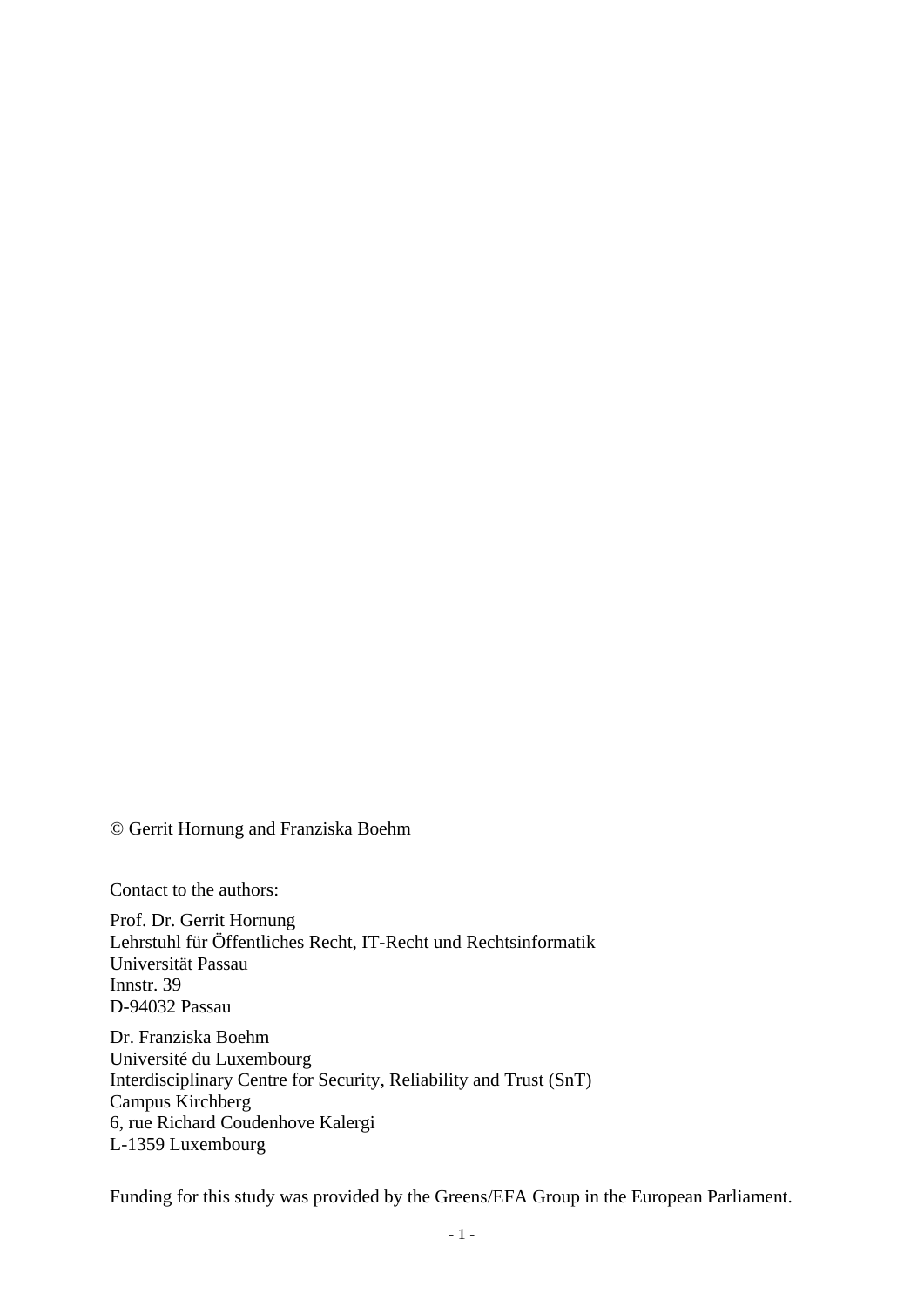© Gerrit Hornung and Franziska Boehm

Contact to the authors:

Prof. Dr. Gerrit Hornung
Lehrstuhl für Öffentliches Recht, IT-Recht und Rechtsinformatik
Universität Passau
Innstr. 39
D-94032 Passau

Dr. Franziska Boehm
Université du Luxembourg
Interdisciplinary Centre for Security, Reliability and Trust (SnT)
Campus Kirchberg
6, rue Richard Coudenhove Kalergi
L-1359 Luxembourg

Funding for this study was provided by the Greens/EFA Group in the European Parliament.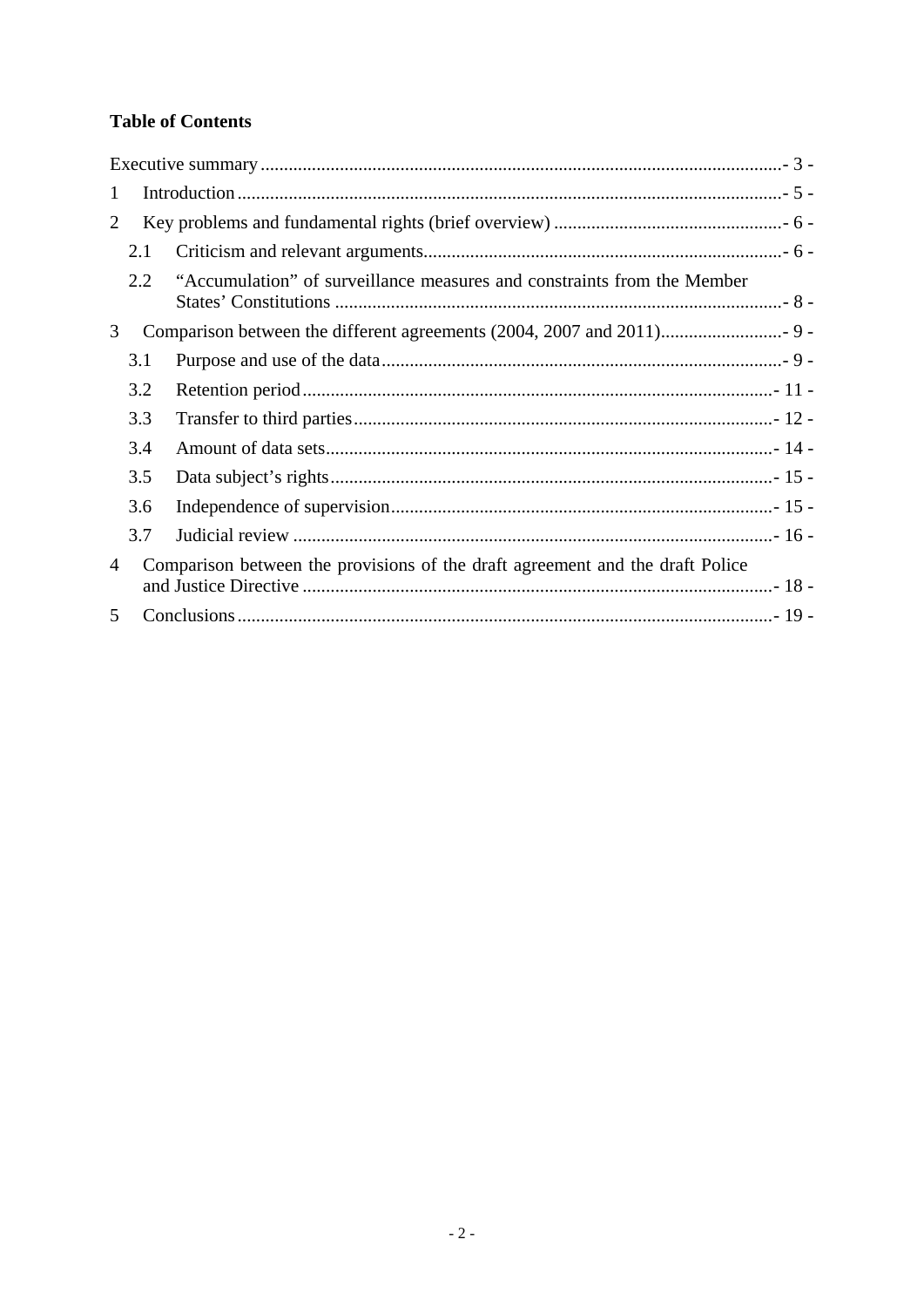**Table of Contents**

Executive summary ..... - 3 -

1 Introduction ..... - 5 -

2 Key problems and fundamental rights (brief overview) ..... - 6 -

  2.1 Criticism and relevant arguments ..... - 6 -

  2.2 "Accumulation" of surveillance measures and constraints from the Member States' Constitutions ..... - 8 -

3 Comparison between the different agreements (2004, 2007 and 2011) ..... - 9 -

  3.1 Purpose and use of the data ..... - 9 -

  3.2 Retention period ..... - 11 -

  3.3 Transfer to third parties ..... - 12 -

  3.4 Amount of data sets ..... - 14 -

  3.5 Data subject's rights ..... - 15 -

  3.6 Independence of supervision ..... - 15 -

  3.7 Judicial review ..... - 16 -

4 Comparison between the provisions of the draft agreement and the draft Police and Justice Directive ..... - 18 -

5 Conclusions ..... - 19 -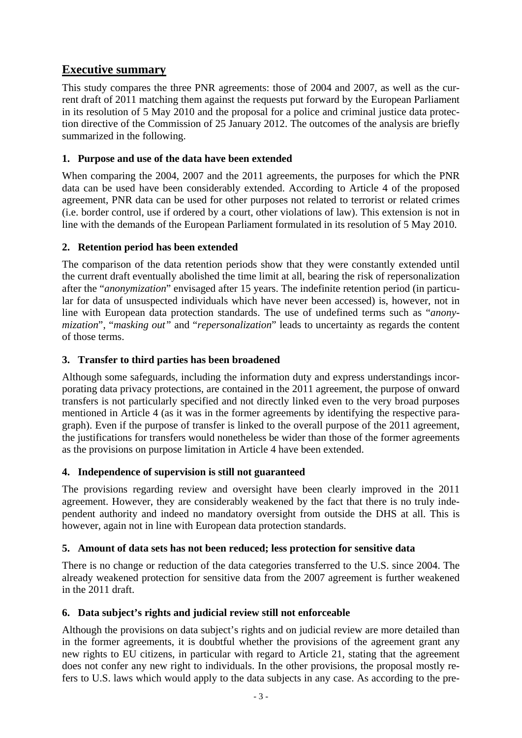## Executive summary

This study compares the three PNR agreements: those of 2004 and 2007, as well as the current draft of 2011 matching them against the requests put forward by the European Parliament in its resolution of 5 May 2010 and the proposal for a police and criminal justice data protection directive of the Commission of 25 January 2012. The outcomes of the analysis are briefly summarized in the following.

### 1. Purpose and use of the data have been extended

When comparing the 2004, 2007 and the 2011 agreements, the purposes for which the PNR data can be used have been considerably extended. According to Article 4 of the proposed agreement, PNR data can be used for other purposes not related to terrorist or related crimes (i.e. border control, use if ordered by a court, other violations of law). This extension is not in line with the demands of the European Parliament formulated in its resolution of 5 May 2010.

### 2. Retention period has been extended

The comparison of the data retention periods show that they were constantly extended until the current draft eventually abolished the time limit at all, bearing the risk of repersonalization after the "*anonymization*" envisaged after 15 years. The indefinite retention period (in particular for data of unsuspected individuals which have never been accessed) is, however, not in line with European data protection standards. The use of undefined terms such as "*anonymization*", "*masking out"* and "*repersonalization*" leads to uncertainty as regards the content of those terms.

### 3. Transfer to third parties has been broadened

Although some safeguards, including the information duty and express understandings incorporating data privacy protections, are contained in the 2011 agreement, the purpose of onward transfers is not particularly specified and not directly linked even to the very broad purposes mentioned in Article 4 (as it was in the former agreements by identifying the respective paragraph). Even if the purpose of transfer is linked to the overall purpose of the 2011 agreement, the justifications for transfers would nonetheless be wider than those of the former agreements as the provisions on purpose limitation in Article 4 have been extended.

### 4. Independence of supervision is still not guaranteed

The provisions regarding review and oversight have been clearly improved in the 2011 agreement. However, they are considerably weakened by the fact that there is no truly independent authority and indeed no mandatory oversight from outside the DHS at all. This is however, again not in line with European data protection standards.

### 5. Amount of data sets has not been reduced; less protection for sensitive data

There is no change or reduction of the data categories transferred to the U.S. since 2004. The already weakened protection for sensitive data from the 2007 agreement is further weakened in the 2011 draft.

### 6. Data subject's rights and judicial review still not enforceable

Although the provisions on data subject's rights and on judicial review are more detailed than in the former agreements, it is doubtful whether the provisions of the agreement grant any new rights to EU citizens, in particular with regard to Article 21, stating that the agreement does not confer any new right to individuals. In the other provisions, the proposal mostly refers to U.S. laws which would apply to the data subjects in any case. As according to the pre-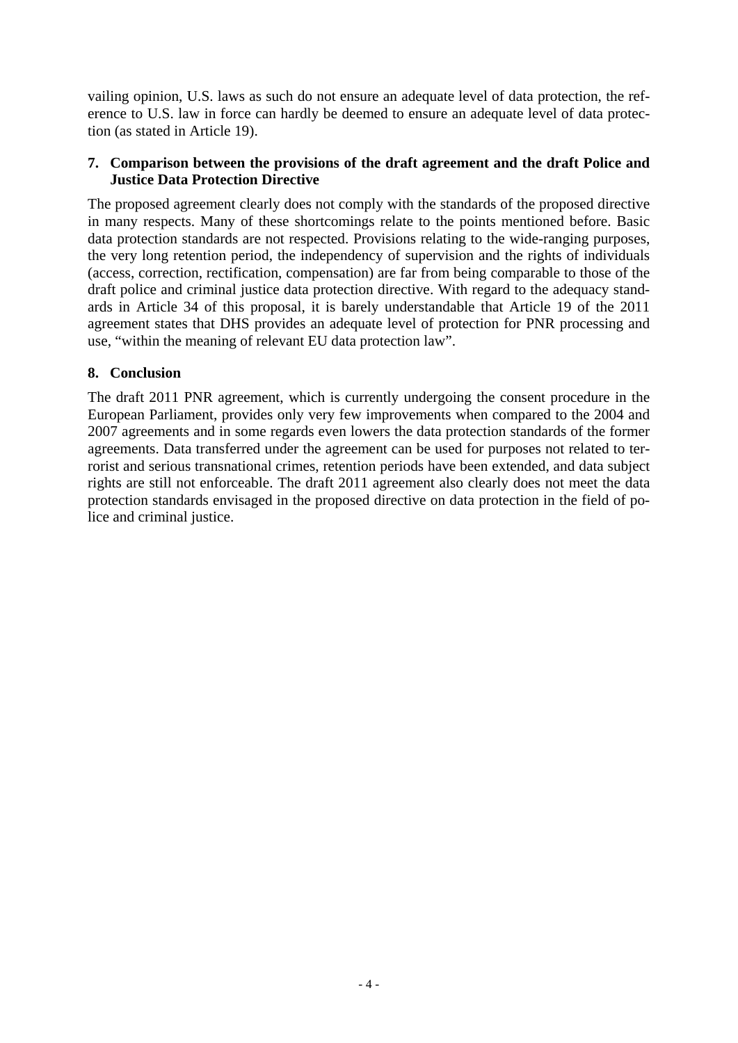vailing opinion, U.S. laws as such do not ensure an adequate level of data protection, the reference to U.S. law in force can hardly be deemed to ensure an adequate level of data protection (as stated in Article 19).

## 7. Comparison between the provisions of the draft agreement and the draft Police and Justice Data Protection Directive

The proposed agreement clearly does not comply with the standards of the proposed directive in many respects. Many of these shortcomings relate to the points mentioned before. Basic data protection standards are not respected. Provisions relating to the wide-ranging purposes, the very long retention period, the independency of supervision and the rights of individuals (access, correction, rectification, compensation) are far from being comparable to those of the draft police and criminal justice data protection directive. With regard to the adequacy standards in Article 34 of this proposal, it is barely understandable that Article 19 of the 2011 agreement states that DHS provides an adequate level of protection for PNR processing and use, "within the meaning of relevant EU data protection law".

## 8. Conclusion

The draft 2011 PNR agreement, which is currently undergoing the consent procedure in the European Parliament, provides only very few improvements when compared to the 2004 and 2007 agreements and in some regards even lowers the data protection standards of the former agreements. Data transferred under the agreement can be used for purposes not related to terrorist and serious transnational crimes, retention periods have been extended, and data subject rights are still not enforceable. The draft 2011 agreement also clearly does not meet the data protection standards envisaged in the proposed directive on data protection in the field of police and criminal justice.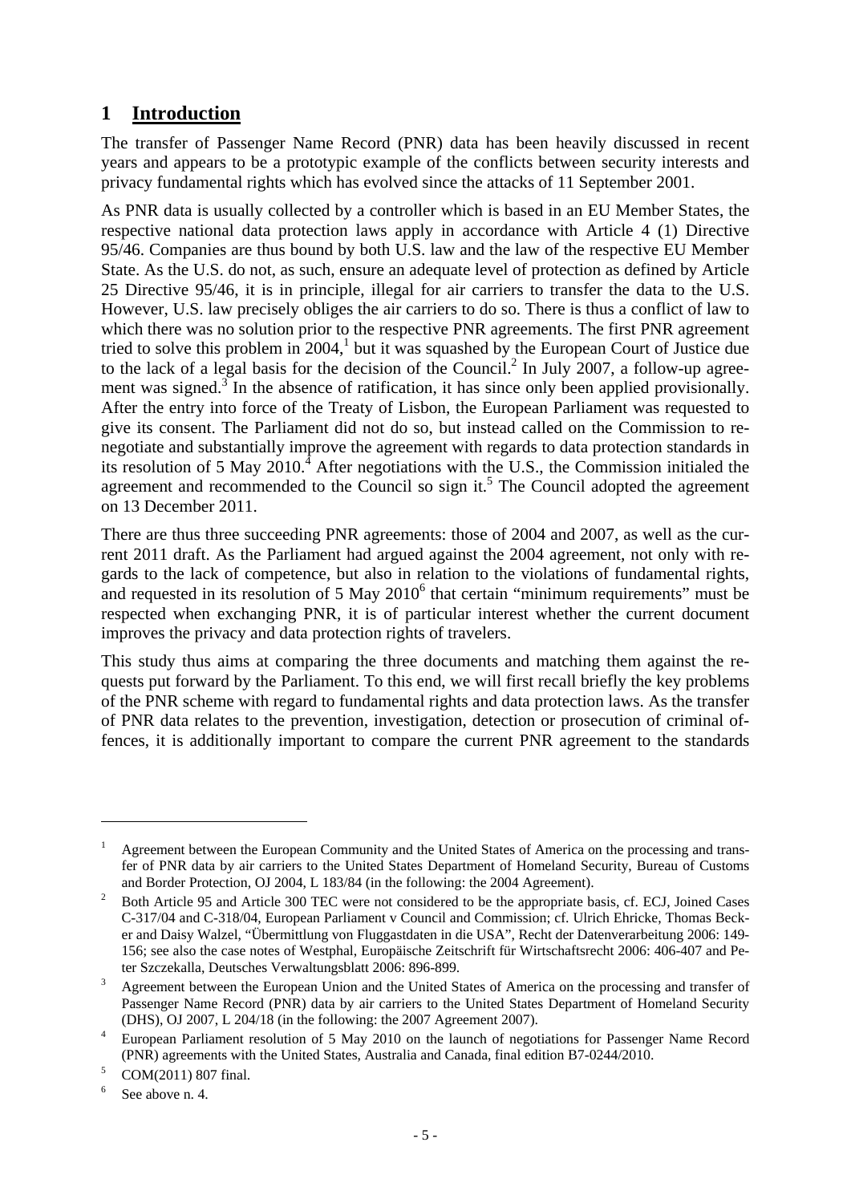# 1 Introduction

The transfer of Passenger Name Record (PNR) data has been heavily discussed in recent years and appears to be a prototypic example of the conflicts between security interests and privacy fundamental rights which has evolved since the attacks of 11 September 2001.

As PNR data is usually collected by a controller which is based in an EU Member States, the respective national data protection laws apply in accordance with Article 4 (1) Directive 95/46. Companies are thus bound by both U.S. law and the law of the respective EU Member State. As the U.S. do not, as such, ensure an adequate level of protection as defined by Article 25 Directive 95/46, it is in principle, illegal for air carriers to transfer the data to the U.S. However, U.S. law precisely obliges the air carriers to do so. There is thus a conflict of law to which there was no solution prior to the respective PNR agreements. The first PNR agreement tried to solve this problem in 2004,[1] but it was squashed by the European Court of Justice due to the lack of a legal basis for the decision of the Council.[2] In July 2007, a follow-up agreement was signed.[3] In the absence of ratification, it has since only been applied provisionally. After the entry into force of the Treaty of Lisbon, the European Parliament was requested to give its consent. The Parliament did not do so, but instead called on the Commission to renegotiate and substantially improve the agreement with regards to data protection standards in its resolution of 5 May 2010.[4] After negotiations with the U.S., the Commission initialed the agreement and recommended to the Council so sign it.[5] The Council adopted the agreement on 13 December 2011.

There are thus three succeeding PNR agreements: those of 2004 and 2007, as well as the current 2011 draft. As the Parliament had argued against the 2004 agreement, not only with regards to the lack of competence, but also in relation to the violations of fundamental rights, and requested in its resolution of 5 May 2010[6] that certain "minimum requirements" must be respected when exchanging PNR, it is of particular interest whether the current document improves the privacy and data protection rights of travelers.

This study thus aims at comparing the three documents and matching them against the requests put forward by the Parliament. To this end, we will first recall briefly the key problems of the PNR scheme with regard to fundamental rights and data protection laws. As the transfer of PNR data relates to the prevention, investigation, detection or prosecution of criminal offences, it is additionally important to compare the current PNR agreement to the standards

---

[1] Agreement between the European Community and the United States of America on the processing and transfer of PNR data by air carriers to the United States Department of Homeland Security, Bureau of Customs and Border Protection, OJ 2004, L 183/84 (in the following: the 2004 Agreement).

[2] Both Article 95 and Article 300 TEC were not considered to be the appropriate basis, cf. ECJ, Joined Cases C-317/04 and C-318/04, European Parliament v Council and Commission; cf. Ulrich Ehricke, Thomas Becker and Daisy Walzel, "Übermittlung von Fluggastdaten in die USA", Recht der Datenverarbeitung 2006: 149-156; see also the case notes of Westphal, Europäische Zeitschrift für Wirtschaftsrecht 2006: 406-407 and Peter Szczekalla, Deutsches Verwaltungsblatt 2006: 896-899.

[3] Agreement between the European Union and the United States of America on the processing and transfer of Passenger Name Record (PNR) data by air carriers to the United States Department of Homeland Security (DHS), OJ 2007, L 204/18 (in the following: the 2007 Agreement 2007).

[4] European Parliament resolution of 5 May 2010 on the launch of negotiations for Passenger Name Record (PNR) agreements with the United States, Australia and Canada, final edition B7-0244/2010.

[5] COM(2011) 807 final.

[6] See above n. 4.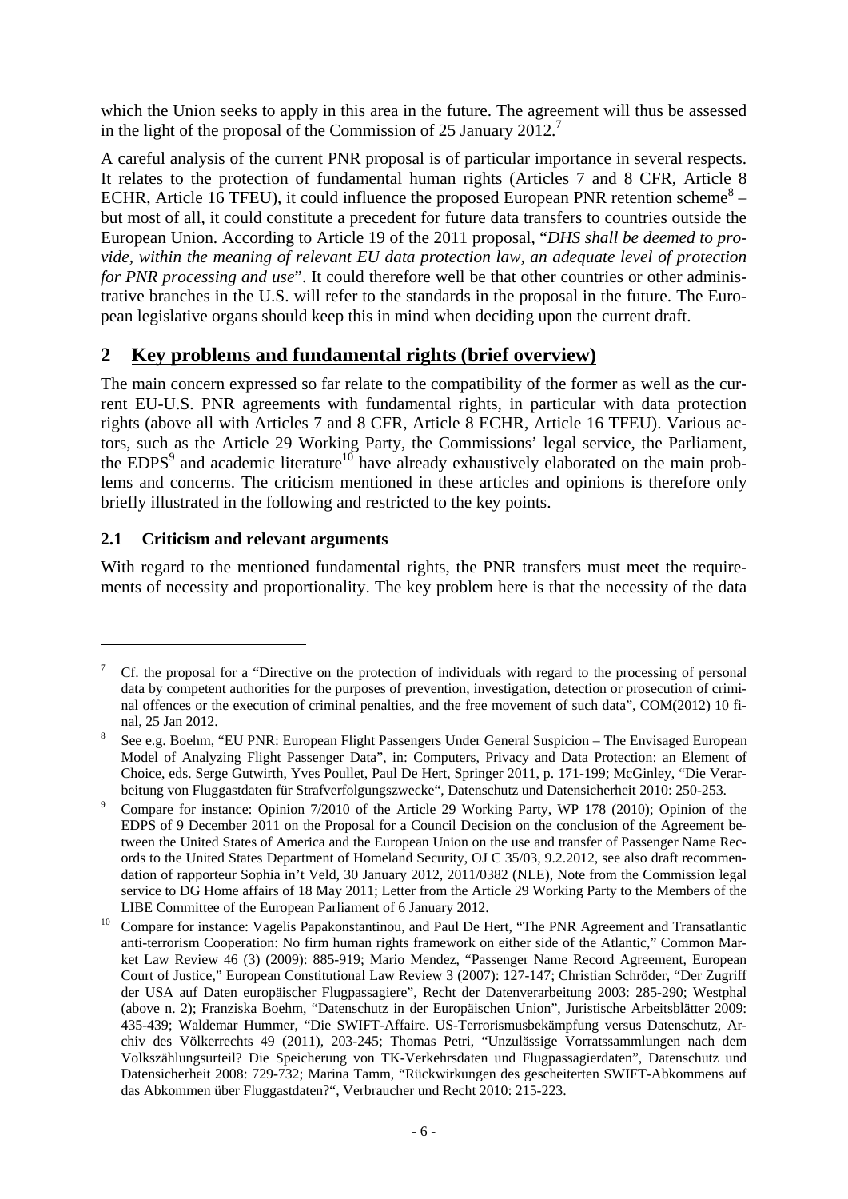which the Union seeks to apply in this area in the future. The agreement will thus be assessed in the light of the proposal of the Commission of 25 January 2012.[7]

A careful analysis of the current PNR proposal is of particular importance in several respects. It relates to the protection of fundamental human rights (Articles 7 and 8 CFR, Article 8 ECHR, Article 16 TFEU), it could influence the proposed European PNR retention scheme[8] – but most of all, it could constitute a precedent for future data transfers to countries outside the European Union. According to Article 19 of the 2011 proposal, "*DHS shall be deemed to provide, within the meaning of relevant EU data protection law, an adequate level of protection for PNR processing and use*". It could therefore well be that other countries or other administrative branches in the U.S. will refer to the standards in the proposal in the future. The European legislative organs should keep this in mind when deciding upon the current draft.

## 2 Key problems and fundamental rights (brief overview)

The main concern expressed so far relate to the compatibility of the former as well as the current EU-U.S. PNR agreements with fundamental rights, in particular with data protection rights (above all with Articles 7 and 8 CFR, Article 8 ECHR, Article 16 TFEU). Various actors, such as the Article 29 Working Party, the Commissions' legal service, the Parliament, the EDPS[9] and academic literature[10] have already exhaustively elaborated on the main problems and concerns. The criticism mentioned in these articles and opinions is therefore only briefly illustrated in the following and restricted to the key points.

### 2.1 Criticism and relevant arguments

With regard to the mentioned fundamental rights, the PNR transfers must meet the requirements of necessity and proportionality. The key problem here is that the necessity of the data

---

[7] Cf. the proposal for a "Directive on the protection of individuals with regard to the processing of personal data by competent authorities for the purposes of prevention, investigation, detection or prosecution of criminal offences or the execution of criminal penalties, and the free movement of such data", COM(2012) 10 final, 25 Jan 2012.

[8] See e.g. Boehm, "EU PNR: European Flight Passengers Under General Suspicion – The Envisaged European Model of Analyzing Flight Passenger Data", in: Computers, Privacy and Data Protection: an Element of Choice, eds. Serge Gutwirth, Yves Poullet, Paul De Hert, Springer 2011, p. 171-199; McGinley, "Die Verarbeitung von Fluggastdaten für Strafverfolgungszwecke", Datenschutz und Datensicherheit 2010: 250-253.

[9] Compare for instance: Opinion 7/2010 of the Article 29 Working Party, WP 178 (2010); Opinion of the EDPS of 9 December 2011 on the Proposal for a Council Decision on the conclusion of the Agreement between the United States of America and the European Union on the use and transfer of Passenger Name Records to the United States Department of Homeland Security, OJ C 35/03, 9.2.2012, see also draft recommendation of rapporteur Sophia in't Veld, 30 January 2012, 2011/0382 (NLE), Note from the Commission legal service to DG Home affairs of 18 May 2011; Letter from the Article 29 Working Party to the Members of the LIBE Committee of the European Parliament of 6 January 2012.

[10] Compare for instance: Vagelis Papakonstantinou, and Paul De Hert, "The PNR Agreement and Transatlantic anti-terrorism Cooperation: No firm human rights framework on either side of the Atlantic," Common Market Law Review 46 (3) (2009): 885-919; Mario Mendez, "Passenger Name Record Agreement, European Court of Justice," European Constitutional Law Review 3 (2007): 127-147; Christian Schröder, "Der Zugriff der USA auf Daten europäischer Flugpassagiere", Recht der Datenverarbeitung 2003: 285-290; Westphal (above n. 2); Franziska Boehm, "Datenschutz in der Europäischen Union", Juristische Arbeitsblätter 2009: 435-439; Waldemar Hummer, "Die SWIFT-Affaire. US-Terrorismusbekämpfung versus Datenschutz, Archiv des Völkerrechts 49 (2011), 203-245; Thomas Petri, "Unzulässige Vorratssammlungen nach dem Volkszählungsurteil? Die Speicherung von TK-Verkehrsdaten und Flugpassagierdaten", Datenschutz und Datensicherheit 2008: 729-732; Marina Tamm, "Rückwirkungen des gescheiterten SWIFT-Abkommens auf das Abkommen über Fluggastdaten?", Verbraucher und Recht 2010: 215-223.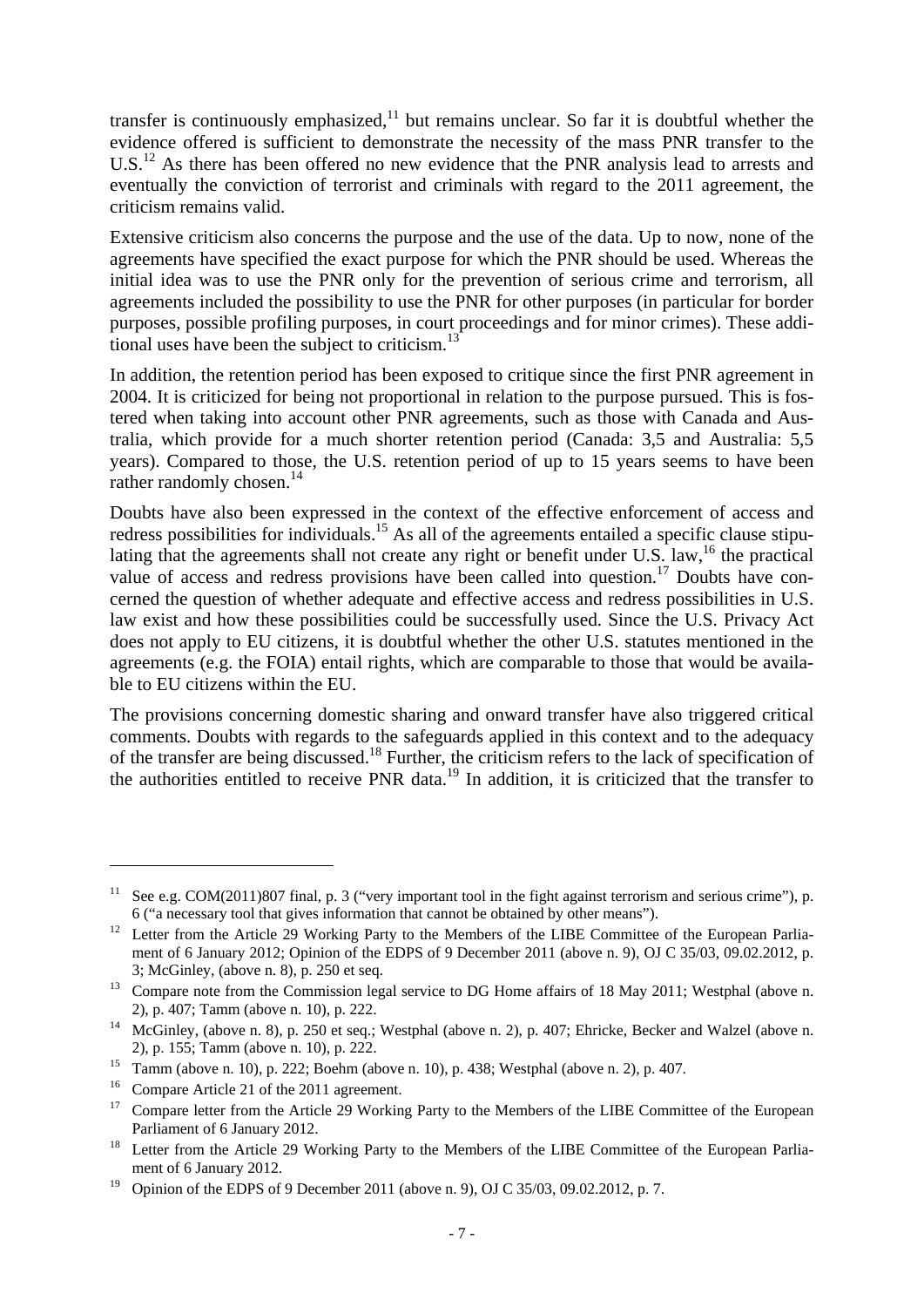transfer is continuously emphasized,[11] but remains unclear. So far it is doubtful whether the evidence offered is sufficient to demonstrate the necessity of the mass PNR transfer to the U.S.[12] As there has been offered no new evidence that the PNR analysis lead to arrests and eventually the conviction of terrorist and criminals with regard to the 2011 agreement, the criticism remains valid.

Extensive criticism also concerns the purpose and the use of the data. Up to now, none of the agreements have specified the exact purpose for which the PNR should be used. Whereas the initial idea was to use the PNR only for the prevention of serious crime and terrorism, all agreements included the possibility to use the PNR for other purposes (in particular for border purposes, possible profiling purposes, in court proceedings and for minor crimes). These additional uses have been the subject to criticism.[13]

In addition, the retention period has been exposed to critique since the first PNR agreement in 2004. It is criticized for being not proportional in relation to the purpose pursued. This is fostered when taking into account other PNR agreements, such as those with Canada and Australia, which provide for a much shorter retention period (Canada: 3,5 and Australia: 5,5 years). Compared to those, the U.S. retention period of up to 15 years seems to have been rather randomly chosen.[14]

Doubts have also been expressed in the context of the effective enforcement of access and redress possibilities for individuals.[15] As all of the agreements entailed a specific clause stipulating that the agreements shall not create any right or benefit under U.S. law,[16] the practical value of access and redress provisions have been called into question.[17] Doubts have concerned the question of whether adequate and effective access and redress possibilities in U.S. law exist and how these possibilities could be successfully used. Since the U.S. Privacy Act does not apply to EU citizens, it is doubtful whether the other U.S. statutes mentioned in the agreements (e.g. the FOIA) entail rights, which are comparable to those that would be available to EU citizens within the EU.

The provisions concerning domestic sharing and onward transfer have also triggered critical comments. Doubts with regards to the safeguards applied in this context and to the adequacy of the transfer are being discussed.[18] Further, the criticism refers to the lack of specification of the authorities entitled to receive PNR data.[19] In addition, it is criticized that the transfer to

---

[11] See e.g. COM(2011)807 final, p. 3 ("very important tool in the fight against terrorism and serious crime"), p. 6 ("a necessary tool that gives information that cannot be obtained by other means").

[12] Letter from the Article 29 Working Party to the Members of the LIBE Committee of the European Parliament of 6 January 2012; Opinion of the EDPS of 9 December 2011 (above n. 9), OJ C 35/03, 09.02.2012, p. 3; McGinley, (above n. 8), p. 250 et seq.

[13] Compare note from the Commission legal service to DG Home affairs of 18 May 2011; Westphal (above n. 2), p. 407; Tamm (above n. 10), p. 222.

[14] McGinley, (above n. 8), p. 250 et seq.; Westphal (above n. 2), p. 407; Ehricke, Becker and Walzel (above n. 2), p. 155; Tamm (above n. 10), p. 222.

[15] Tamm (above n. 10), p. 222; Boehm (above n. 10), p. 438; Westphal (above n. 2), p. 407.

[16] Compare Article 21 of the 2011 agreement.

[17] Compare letter from the Article 29 Working Party to the Members of the LIBE Committee of the European Parliament of 6 January 2012.

[18] Letter from the Article 29 Working Party to the Members of the LIBE Committee of the European Parliament of 6 January 2012.

[19] Opinion of the EDPS of 9 December 2011 (above n. 9), OJ C 35/03, 09.02.2012, p. 7.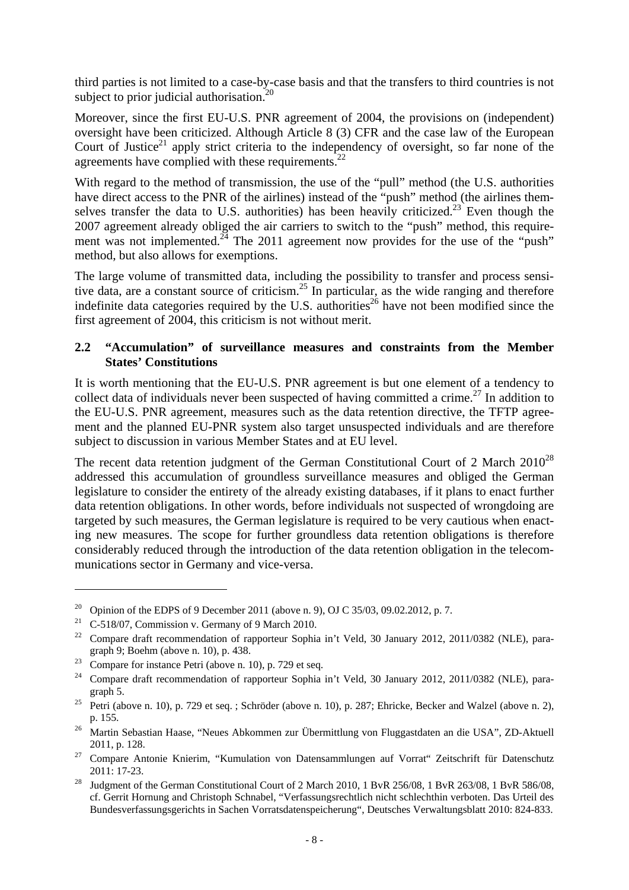third parties is not limited to a case-by-case basis and that the transfers to third countries is not subject to prior judicial authorisation.[20]

Moreover, since the first EU-U.S. PNR agreement of 2004, the provisions on (independent) oversight have been criticized. Although Article 8 (3) CFR and the case law of the European Court of Justice[21] apply strict criteria to the independency of oversight, so far none of the agreements have complied with these requirements.[22]

With regard to the method of transmission, the use of the "pull" method (the U.S. authorities have direct access to the PNR of the airlines) instead of the "push" method (the airlines themselves transfer the data to U.S. authorities) has been heavily criticized.[23] Even though the 2007 agreement already obliged the air carriers to switch to the "push" method, this requirement was not implemented.[24] The 2011 agreement now provides for the use of the "push" method, but also allows for exemptions.

The large volume of transmitted data, including the possibility to transfer and process sensitive data, are a constant source of criticism.[25] In particular, as the wide ranging and therefore indefinite data categories required by the U.S. authorities[26] have not been modified since the first agreement of 2004, this criticism is not without merit.

## 2.2 "Accumulation" of surveillance measures and constraints from the Member States' Constitutions

It is worth mentioning that the EU-U.S. PNR agreement is but one element of a tendency to collect data of individuals never been suspected of having committed a crime.[27] In addition to the EU-U.S. PNR agreement, measures such as the data retention directive, the TFTP agreement and the planned EU-PNR system also target unsuspected individuals and are therefore subject to discussion in various Member States and at EU level.

The recent data retention judgment of the German Constitutional Court of 2 March 2010[28] addressed this accumulation of groundless surveillance measures and obliged the German legislature to consider the entirety of the already existing databases, if it plans to enact further data retention obligations. In other words, before individuals not suspected of wrongdoing are targeted by such measures, the German legislature is required to be very cautious when enacting new measures. The scope for further groundless data retention obligations is therefore considerably reduced through the introduction of the data retention obligation in the telecommunications sector in Germany and vice-versa.

---

[20] Opinion of the EDPS of 9 December 2011 (above n. 9), OJ C 35/03, 09.02.2012, p. 7.

[21] C-518/07, Commission v. Germany of 9 March 2010.

[22] Compare draft recommendation of rapporteur Sophia in't Veld, 30 January 2012, 2011/0382 (NLE), paragraph 9; Boehm (above n. 10), p. 438.

[23] Compare for instance Petri (above n. 10), p. 729 et seq.

[24] Compare draft recommendation of rapporteur Sophia in't Veld, 30 January 2012, 2011/0382 (NLE), paragraph 5.

[25] Petri (above n. 10), p. 729 et seq. ; Schröder (above n. 10), p. 287; Ehricke, Becker and Walzel (above n. 2), p. 155.

[26] Martin Sebastian Haase, "Neues Abkommen zur Übermittlung von Fluggastdaten an die USA", ZD-Aktuell 2011, p. 128.

[27] Compare Antonie Knierim, "Kumulation von Datensammlungen auf Vorrat" Zeitschrift für Datenschutz 2011: 17-23.

[28] Judgment of the German Constitutional Court of 2 March 2010, 1 BvR 256/08, 1 BvR 263/08, 1 BvR 586/08, cf. Gerrit Hornung and Christoph Schnabel, "Verfassungsrechtlich nicht schlechthin verboten. Das Urteil des Bundesverfassungsgerichts in Sachen Vorratsdatenspeicherung", Deutsches Verwaltungsblatt 2010: 824-833.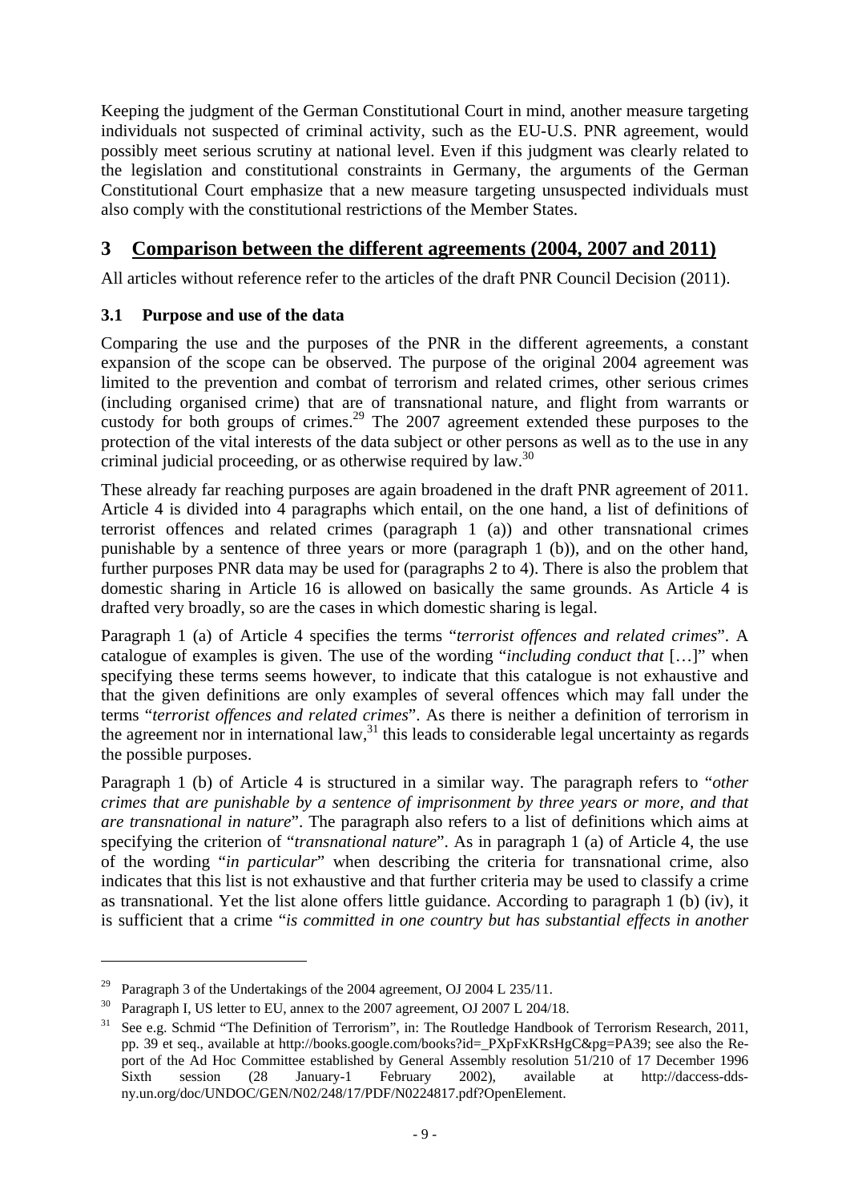Keeping the judgment of the German Constitutional Court in mind, another measure targeting individuals not suspected of criminal activity, such as the EU-U.S. PNR agreement, would possibly meet serious scrutiny at national level. Even if this judgment was clearly related to the legislation and constitutional constraints in Germany, the arguments of the German Constitutional Court emphasize that a new measure targeting unsuspected individuals must also comply with the constitutional restrictions of the Member States.

# 3 Comparison between the different agreements (2004, 2007 and 2011)

All articles without reference refer to the articles of the draft PNR Council Decision (2011).

## 3.1 Purpose and use of the data

Comparing the use and the purposes of the PNR in the different agreements, a constant expansion of the scope can be observed. The purpose of the original 2004 agreement was limited to the prevention and combat of terrorism and related crimes, other serious crimes (including organised crime) that are of transnational nature, and flight from warrants or custody for both groups of crimes.[29] The 2007 agreement extended these purposes to the protection of the vital interests of the data subject or other persons as well as to the use in any criminal judicial proceeding, or as otherwise required by law.[30]

These already far reaching purposes are again broadened in the draft PNR agreement of 2011. Article 4 is divided into 4 paragraphs which entail, on the one hand, a list of definitions of terrorist offences and related crimes (paragraph 1 (a)) and other transnational crimes punishable by a sentence of three years or more (paragraph 1 (b)), and on the other hand, further purposes PNR data may be used for (paragraphs 2 to 4). There is also the problem that domestic sharing in Article 16 is allowed on basically the same grounds. As Article 4 is drafted very broadly, so are the cases in which domestic sharing is legal.

Paragraph 1 (a) of Article 4 specifies the terms "*terrorist offences and related crimes*". A catalogue of examples is given. The use of the wording "*including conduct that* […]" when specifying these terms seems however, to indicate that this catalogue is not exhaustive and that the given definitions are only examples of several offences which may fall under the terms "*terrorist offences and related crimes*". As there is neither a definition of terrorism in the agreement nor in international law,[31] this leads to considerable legal uncertainty as regards the possible purposes.

Paragraph 1 (b) of Article 4 is structured in a similar way. The paragraph refers to "*other crimes that are punishable by a sentence of imprisonment by three years or more, and that are transnational in nature*". The paragraph also refers to a list of definitions which aims at specifying the criterion of "*transnational nature*". As in paragraph 1 (a) of Article 4, the use of the wording "*in particular*" when describing the criteria for transnational crime, also indicates that this list is not exhaustive and that further criteria may be used to classify a crime as transnational. Yet the list alone offers little guidance. According to paragraph 1 (b) (iv), it is sufficient that a crime "*is committed in one country but has substantial effects in another*

---

[29] Paragraph 3 of the Undertakings of the 2004 agreement, OJ 2004 L 235/11.

[30] Paragraph I, US letter to EU, annex to the 2007 agreement, OJ 2007 L 204/18.

[31] See e.g. Schmid "The Definition of Terrorism", in: The Routledge Handbook of Terrorism Research, 2011, pp. 39 et seq., available at http://books.google.com/books?id=_PXpFxKRsHgC&pg=PA39; see also the Report of the Ad Hoc Committee established by General Assembly resolution 51/210 of 17 December 1996 Sixth session (28 January-1 February 2002), available at http://daccess-dds-ny.un.org/doc/UNDOC/GEN/N02/248/17/PDF/N0224817.pdf?OpenElement.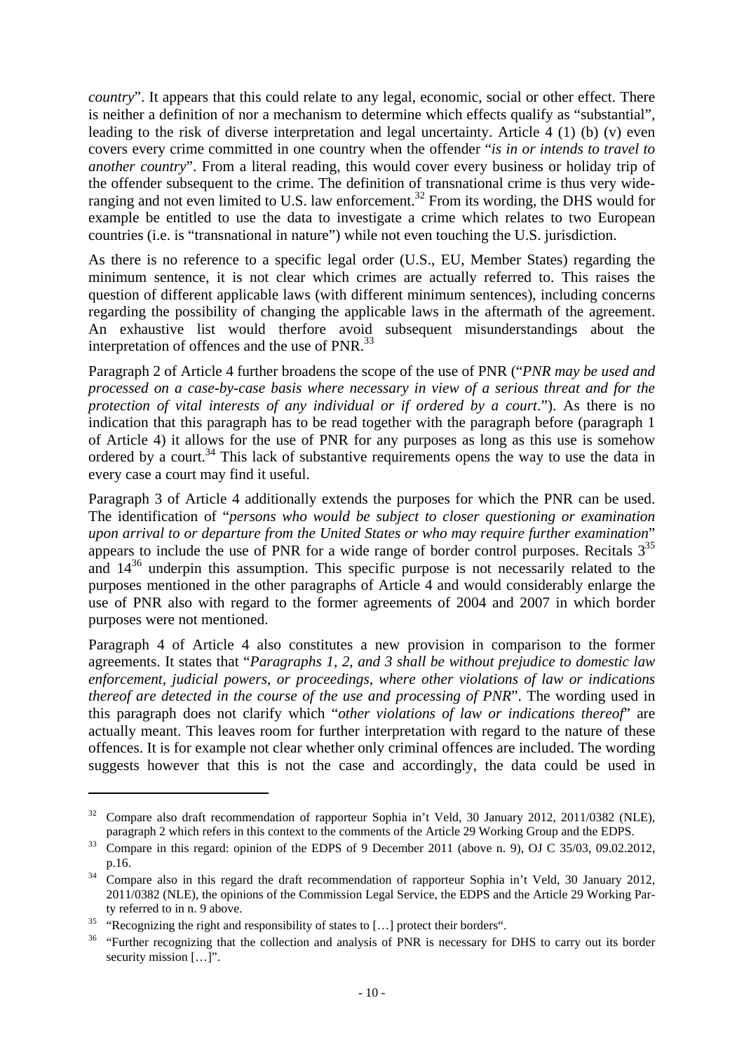*country*". It appears that this could relate to any legal, economic, social or other effect. There is neither a definition of nor a mechanism to determine which effects qualify as "substantial", leading to the risk of diverse interpretation and legal uncertainty. Article 4 (1) (b) (v) even covers every crime committed in one country when the offender "*is in or intends to travel to another country*". From a literal reading, this would cover every business or holiday trip of the offender subsequent to the crime. The definition of transnational crime is thus very wide-ranging and not even limited to U.S. law enforcement.[32] From its wording, the DHS would for example be entitled to use the data to investigate a crime which relates to two European countries (i.e. is "transnational in nature") while not even touching the U.S. jurisdiction.

As there is no reference to a specific legal order (U.S., EU, Member States) regarding the minimum sentence, it is not clear which crimes are actually referred to. This raises the question of different applicable laws (with different minimum sentences), including concerns regarding the possibility of changing the applicable laws in the aftermath of the agreement. An exhaustive list would therfore avoid subsequent misunderstandings about the interpretation of offences and the use of PNR.[33]

Paragraph 2 of Article 4 further broadens the scope of the use of PNR ("*PNR may be used and processed on a case-by-case basis where necessary in view of a serious threat and for the protection of vital interests of any individual or if ordered by a court*."). As there is no indication that this paragraph has to be read together with the paragraph before (paragraph 1 of Article 4) it allows for the use of PNR for any purposes as long as this use is somehow ordered by a court.[34] This lack of substantive requirements opens the way to use the data in every case a court may find it useful.

Paragraph 3 of Article 4 additionally extends the purposes for which the PNR can be used. The identification of "*persons who would be subject to closer questioning or examination upon arrival to or departure from the United States or who may require further examination*" appears to include the use of PNR for a wide range of border control purposes. Recitals 3[35] and 14[36] underpin this assumption. This specific purpose is not necessarily related to the purposes mentioned in the other paragraphs of Article 4 and would considerably enlarge the use of PNR also with regard to the former agreements of 2004 and 2007 in which border purposes were not mentioned.

Paragraph 4 of Article 4 also constitutes a new provision in comparison to the former agreements. It states that "*Paragraphs 1, 2, and 3 shall be without prejudice to domestic law enforcement, judicial powers, or proceedings, where other violations of law or indications thereof are detected in the course of the use and processing of PNR*". The wording used in this paragraph does not clarify which "*other violations of law or indications thereof*" are actually meant. This leaves room for further interpretation with regard to the nature of these offences. It is for example not clear whether only criminal offences are included. The wording suggests however that this is not the case and accordingly, the data could be used in

---

[32] Compare also draft recommendation of rapporteur Sophia in't Veld, 30 January 2012, 2011/0382 (NLE), paragraph 2 which refers in this context to the comments of the Article 29 Working Group and the EDPS.

[33] Compare in this regard: opinion of the EDPS of 9 December 2011 (above n. 9), OJ C 35/03, 09.02.2012, p.16.

[34] Compare also in this regard the draft recommendation of rapporteur Sophia in't Veld, 30 January 2012, 2011/0382 (NLE), the opinions of the Commission Legal Service, the EDPS and the Article 29 Working Party referred to in n. 9 above.

[35] "Recognizing the right and responsibility of states to […] protect their borders".

[36] "Further recognizing that the collection and analysis of PNR is necessary for DHS to carry out its border security mission […]".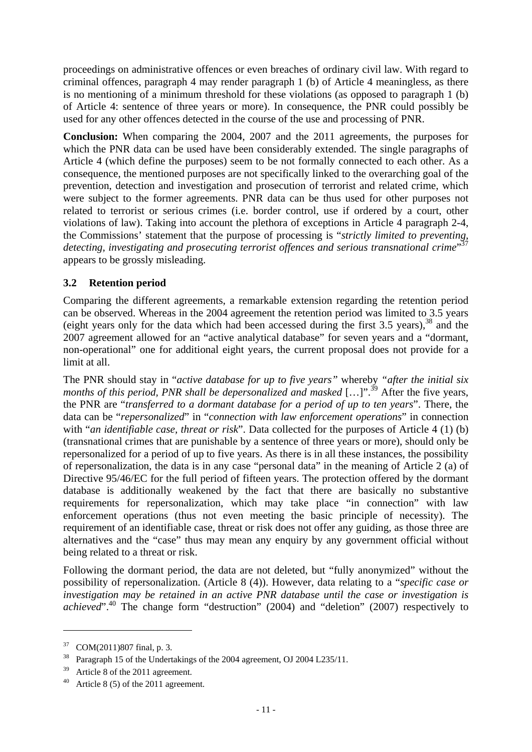proceedings on administrative offences or even breaches of ordinary civil law. With regard to criminal offences, paragraph 4 may render paragraph 1 (b) of Article 4 meaningless, as there is no mentioning of a minimum threshold for these violations (as opposed to paragraph 1 (b) of Article 4: sentence of three years or more). In consequence, the PNR could possibly be used for any other offences detected in the course of the use and processing of PNR.

**Conclusion:** When comparing the 2004, 2007 and the 2011 agreements, the purposes for which the PNR data can be used have been considerably extended. The single paragraphs of Article 4 (which define the purposes) seem to be not formally connected to each other. As a consequence, the mentioned purposes are not specifically linked to the overarching goal of the prevention, detection and investigation and prosecution of terrorist and related crime, which were subject to the former agreements. PNR data can be thus used for other purposes not related to terrorist or serious crimes (i.e. border control, use if ordered by a court, other violations of law). Taking into account the plethora of exceptions in Article 4 paragraph 2-4, the Commissions' statement that the purpose of processing is "*strictly limited to preventing, detecting, investigating and prosecuting terrorist offences and serious transnational crime*"[37] appears to be grossly misleading.

## 3.2 Retention period

Comparing the different agreements, a remarkable extension regarding the retention period can be observed. Whereas in the 2004 agreement the retention period was limited to 3.5 years (eight years only for the data which had been accessed during the first 3.5 years),[38] and the 2007 agreement allowed for an "active analytical database" for seven years and a "dormant, non-operational" one for additional eight years, the current proposal does not provide for a limit at all.

The PNR should stay in "*active database for up to five years"* whereby *"after the initial six months of this period, PNR shall be depersonalized and masked* […]".[39] After the five years, the PNR are "*transferred to a dormant database for a period of up to ten years*". There, the data can be "*repersonalized*" in "*connection with law enforcement operations*" in connection with "*an identifiable case, threat or risk*". Data collected for the purposes of Article 4 (1) (b) (transnational crimes that are punishable by a sentence of three years or more), should only be repersonalized for a period of up to five years. As there is in all these instances, the possibility of repersonalization, the data is in any case "personal data" in the meaning of Article 2 (a) of Directive 95/46/EC for the full period of fifteen years. The protection offered by the dormant database is additionally weakened by the fact that there are basically no substantive requirements for repersonalization, which may take place "in connection" with law enforcement operations (thus not even meeting the basic principle of necessity). The requirement of an identifiable case, threat or risk does not offer any guiding, as those three are alternatives and the "case" thus may mean any enquiry by any government official without being related to a threat or risk.

Following the dormant period, the data are not deleted, but "fully anonymized" without the possibility of repersonalization. (Article 8 (4)). However, data relating to a "*specific case or investigation may be retained in an active PNR database until the case or investigation is achieved*".[40] The change form "destruction" (2004) and "deletion" (2007) respectively to

---

[37] COM(2011)807 final, p. 3.

[38] Paragraph 15 of the Undertakings of the 2004 agreement, OJ 2004 L235/11.

[39] Article 8 of the 2011 agreement.

[40] Article 8 (5) of the 2011 agreement.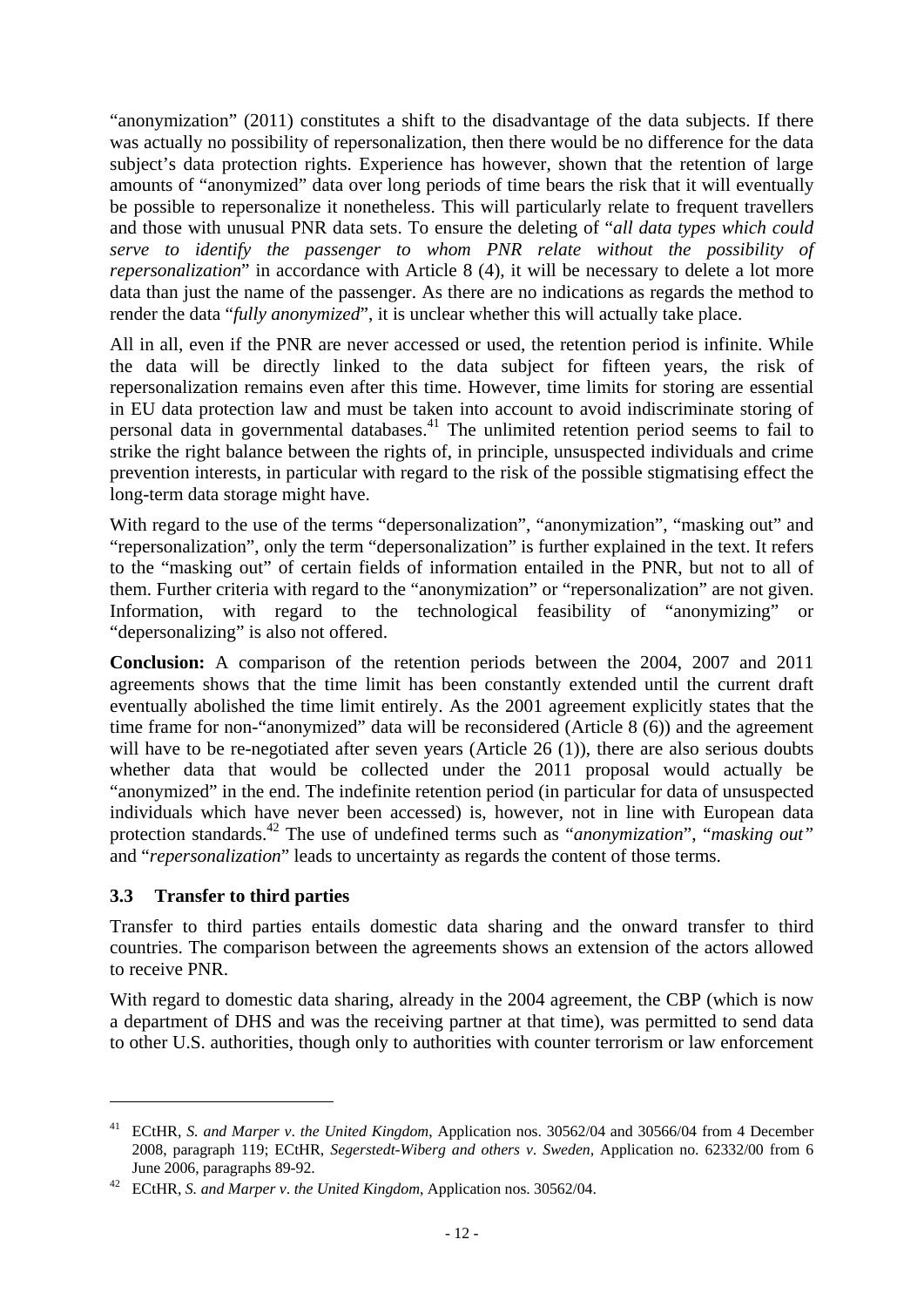"anonymization" (2011) constitutes a shift to the disadvantage of the data subjects. If there was actually no possibility of repersonalization, then there would be no difference for the data subject's data protection rights. Experience has however, shown that the retention of large amounts of "anonymized" data over long periods of time bears the risk that it will eventually be possible to repersonalize it nonetheless. This will particularly relate to frequent travellers and those with unusual PNR data sets. To ensure the deleting of "*all data types which could serve to identify the passenger to whom PNR relate without the possibility of repersonalization*" in accordance with Article 8 (4), it will be necessary to delete a lot more data than just the name of the passenger. As there are no indications as regards the method to render the data "*fully anonymized*", it is unclear whether this will actually take place.

All in all, even if the PNR are never accessed or used, the retention period is infinite. While the data will be directly linked to the data subject for fifteen years, the risk of repersonalization remains even after this time. However, time limits for storing are essential in EU data protection law and must be taken into account to avoid indiscriminate storing of personal data in governmental databases.[41] The unlimited retention period seems to fail to strike the right balance between the rights of, in principle, unsuspected individuals and crime prevention interests, in particular with regard to the risk of the possible stigmatising effect the long-term data storage might have.

With regard to the use of the terms "depersonalization", "anonymization", "masking out" and "repersonalization", only the term "depersonalization" is further explained in the text. It refers to the "masking out" of certain fields of information entailed in the PNR, but not to all of them. Further criteria with regard to the "anonymization" or "repersonalization" are not given. Information, with regard to the technological feasibility of "anonymizing" or "depersonalizing" is also not offered.

**Conclusion:** A comparison of the retention periods between the 2004, 2007 and 2011 agreements shows that the time limit has been constantly extended until the current draft eventually abolished the time limit entirely. As the 2001 agreement explicitly states that the time frame for non-"anonymized" data will be reconsidered (Article 8 (6)) and the agreement will have to be re-negotiated after seven years (Article 26 (1)), there are also serious doubts whether data that would be collected under the 2011 proposal would actually be "anonymized" in the end. The indefinite retention period (in particular for data of unsuspected individuals which have never been accessed) is, however, not in line with European data protection standards.[42] The use of undefined terms such as "*anonymization*", "*masking out"* and "*repersonalization*" leads to uncertainty as regards the content of those terms.

### 3.3 Transfer to third parties

Transfer to third parties entails domestic data sharing and the onward transfer to third countries. The comparison between the agreements shows an extension of the actors allowed to receive PNR.

With regard to domestic data sharing, already in the 2004 agreement, the CBP (which is now a department of DHS and was the receiving partner at that time), was permitted to send data to other U.S. authorities, though only to authorities with counter terrorism or law enforcement

---

[41] ECtHR, *S. and Marper v. the United Kingdom*, Application nos. 30562/04 and 30566/04 from 4 December 2008, paragraph 119; ECtHR, *Segerstedt-Wiberg and others v. Sweden*, Application no. 62332/00 from 6 June 2006, paragraphs 89-92.

[42] ECtHR, *S. and Marper v. the United Kingdom*, Application nos. 30562/04.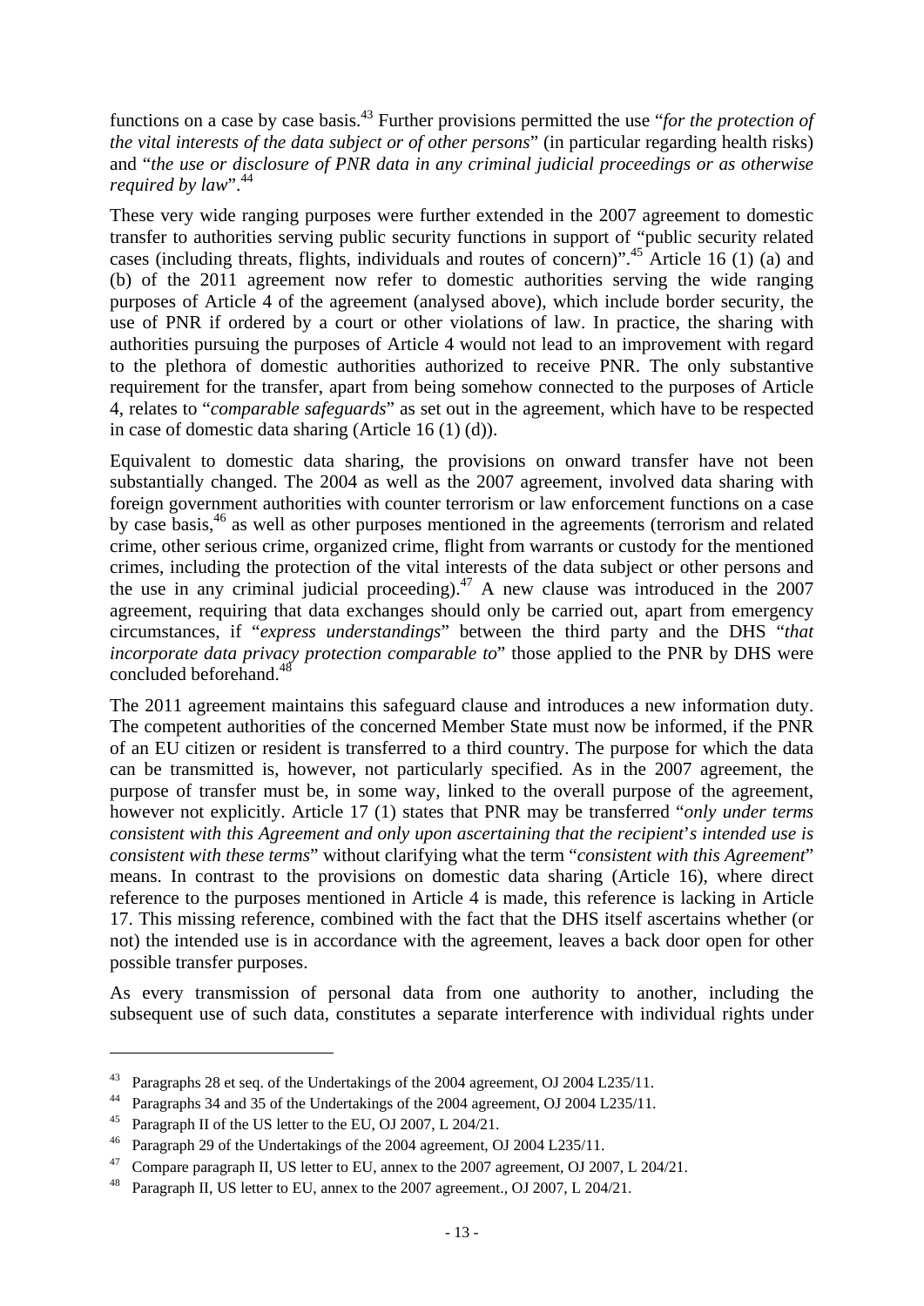functions on a case by case basis.[43] Further provisions permitted the use "*for the protection of the vital interests of the data subject or of other persons*" (in particular regarding health risks) and "*the use or disclosure of PNR data in any criminal judicial proceedings or as otherwise required by law*".[44]

These very wide ranging purposes were further extended in the 2007 agreement to domestic transfer to authorities serving public security functions in support of "public security related cases (including threats, flights, individuals and routes of concern)".[45] Article 16 (1) (a) and (b) of the 2011 agreement now refer to domestic authorities serving the wide ranging purposes of Article 4 of the agreement (analysed above), which include border security, the use of PNR if ordered by a court or other violations of law. In practice, the sharing with authorities pursuing the purposes of Article 4 would not lead to an improvement with regard to the plethora of domestic authorities authorized to receive PNR. The only substantive requirement for the transfer, apart from being somehow connected to the purposes of Article 4, relates to "*comparable safeguards*" as set out in the agreement, which have to be respected in case of domestic data sharing (Article 16 (1) (d)).

Equivalent to domestic data sharing, the provisions on onward transfer have not been substantially changed. The 2004 as well as the 2007 agreement, involved data sharing with foreign government authorities with counter terrorism or law enforcement functions on a case by case basis,[46] as well as other purposes mentioned in the agreements (terrorism and related crime, other serious crime, organized crime, flight from warrants or custody for the mentioned crimes, including the protection of the vital interests of the data subject or other persons and the use in any criminal judicial proceeding).[47] A new clause was introduced in the 2007 agreement, requiring that data exchanges should only be carried out, apart from emergency circumstances, if "*express understandings*" between the third party and the DHS "*that incorporate data privacy protection comparable to*" those applied to the PNR by DHS were concluded beforehand.[48]

The 2011 agreement maintains this safeguard clause and introduces a new information duty. The competent authorities of the concerned Member State must now be informed, if the PNR of an EU citizen or resident is transferred to a third country. The purpose for which the data can be transmitted is, however, not particularly specified. As in the 2007 agreement, the purpose of transfer must be, in some way, linked to the overall purpose of the agreement, however not explicitly. Article 17 (1) states that PNR may be transferred "*only under terms consistent with this Agreement and only upon ascertaining that the recipient's intended use is consistent with these terms*" without clarifying what the term "*consistent with this Agreement*" means. In contrast to the provisions on domestic data sharing (Article 16), where direct reference to the purposes mentioned in Article 4 is made, this reference is lacking in Article 17. This missing reference, combined with the fact that the DHS itself ascertains whether (or not) the intended use is in accordance with the agreement, leaves a back door open for other possible transfer purposes.

As every transmission of personal data from one authority to another, including the subsequent use of such data, constitutes a separate interference with individual rights under

---

[43] Paragraphs 28 et seq. of the Undertakings of the 2004 agreement, OJ 2004 L235/11.

[44] Paragraphs 34 and 35 of the Undertakings of the 2004 agreement, OJ 2004 L235/11.

[45] Paragraph II of the US letter to the EU, OJ 2007, L 204/21.

[46] Paragraph 29 of the Undertakings of the 2004 agreement, OJ 2004 L235/11.

[47] Compare paragraph II, US letter to EU, annex to the 2007 agreement, OJ 2007, L 204/21.

[48] Paragraph II, US letter to EU, annex to the 2007 agreement., OJ 2007, L 204/21.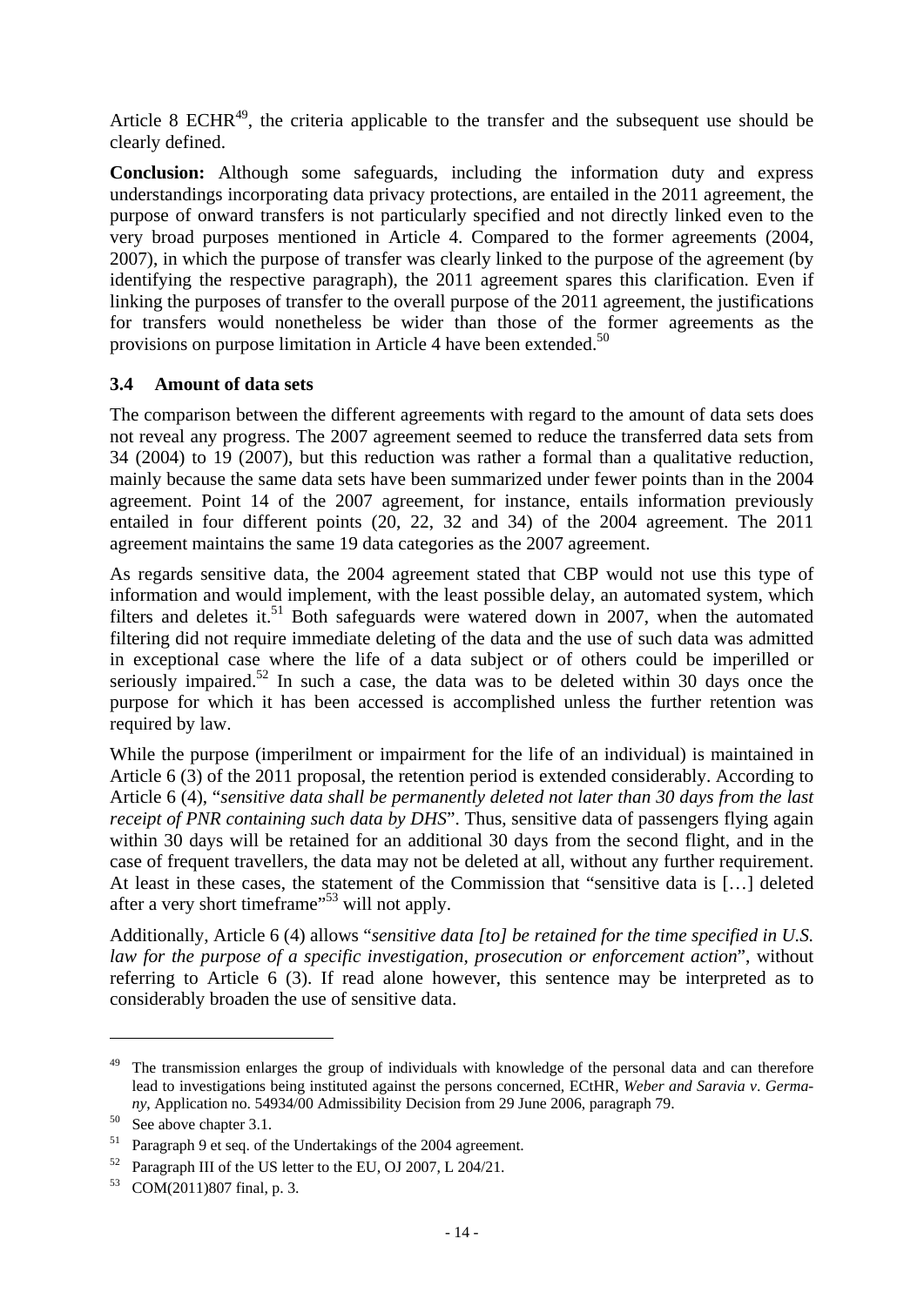Article 8 ECHR[49], the criteria applicable to the transfer and the subsequent use should be clearly defined.

**Conclusion:** Although some safeguards, including the information duty and express understandings incorporating data privacy protections, are entailed in the 2011 agreement, the purpose of onward transfers is not particularly specified and not directly linked even to the very broad purposes mentioned in Article 4. Compared to the former agreements (2004, 2007), in which the purpose of transfer was clearly linked to the purpose of the agreement (by identifying the respective paragraph), the 2011 agreement spares this clarification. Even if linking the purposes of transfer to the overall purpose of the 2011 agreement, the justifications for transfers would nonetheless be wider than those of the former agreements as the provisions on purpose limitation in Article 4 have been extended.[50]

### 3.4 Amount of data sets

The comparison between the different agreements with regard to the amount of data sets does not reveal any progress. The 2007 agreement seemed to reduce the transferred data sets from 34 (2004) to 19 (2007), but this reduction was rather a formal than a qualitative reduction, mainly because the same data sets have been summarized under fewer points than in the 2004 agreement. Point 14 of the 2007 agreement, for instance, entails information previously entailed in four different points (20, 22, 32 and 34) of the 2004 agreement. The 2011 agreement maintains the same 19 data categories as the 2007 agreement.

As regards sensitive data, the 2004 agreement stated that CBP would not use this type of information and would implement, with the least possible delay, an automated system, which filters and deletes it.[51] Both safeguards were watered down in 2007, when the automated filtering did not require immediate deleting of the data and the use of such data was admitted in exceptional case where the life of a data subject or of others could be imperilled or seriously impaired.[52] In such a case, the data was to be deleted within 30 days once the purpose for which it has been accessed is accomplished unless the further retention was required by law.

While the purpose (imperilment or impairment for the life of an individual) is maintained in Article 6 (3) of the 2011 proposal, the retention period is extended considerably. According to Article 6 (4), "*sensitive data shall be permanently deleted not later than 30 days from the last receipt of PNR containing such data by DHS*". Thus, sensitive data of passengers flying again within 30 days will be retained for an additional 30 days from the second flight, and in the case of frequent travellers, the data may not be deleted at all, without any further requirement. At least in these cases, the statement of the Commission that "sensitive data is […] deleted after a very short timeframe"[53] will not apply.

Additionally, Article 6 (4) allows "*sensitive data [to] be retained for the time specified in U.S. law for the purpose of a specific investigation, prosecution or enforcement action*", without referring to Article 6 (3). If read alone however, this sentence may be interpreted as to considerably broaden the use of sensitive data.

---

[49] The transmission enlarges the group of individuals with knowledge of the personal data and can therefore lead to investigations being instituted against the persons concerned, ECtHR, *Weber and Saravia v. Germany*, Application no. 54934/00 Admissibility Decision from 29 June 2006, paragraph 79.

[50] See above chapter 3.1.

[51] Paragraph 9 et seq. of the Undertakings of the 2004 agreement.

[52] Paragraph III of the US letter to the EU, OJ 2007, L 204/21.

[53] COM(2011)807 final, p. 3.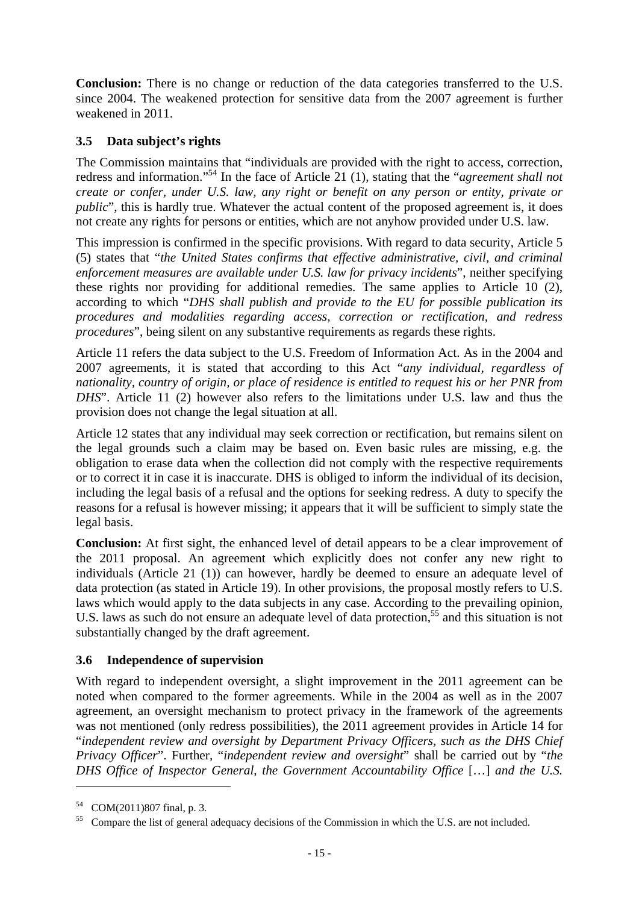**Conclusion:** There is no change or reduction of the data categories transferred to the U.S. since 2004. The weakened protection for sensitive data from the 2007 agreement is further weakened in 2011.

### 3.5 Data subject's rights

The Commission maintains that "individuals are provided with the right to access, correction, redress and information."[54] In the face of Article 21 (1), stating that the "*agreement shall not create or confer, under U.S. law, any right or benefit on any person or entity, private or public*", this is hardly true. Whatever the actual content of the proposed agreement is, it does not create any rights for persons or entities, which are not anyhow provided under U.S. law.

This impression is confirmed in the specific provisions. With regard to data security, Article 5 (5) states that "*the United States confirms that effective administrative, civil, and criminal enforcement measures are available under U.S. law for privacy incidents*", neither specifying these rights nor providing for additional remedies. The same applies to Article 10 (2), according to which "*DHS shall publish and provide to the EU for possible publication its procedures and modalities regarding access, correction or rectification, and redress procedures*", being silent on any substantive requirements as regards these rights.

Article 11 refers the data subject to the U.S. Freedom of Information Act. As in the 2004 and 2007 agreements, it is stated that according to this Act "*any individual, regardless of nationality, country of origin, or place of residence is entitled to request his or her PNR from DHS*". Article 11 (2) however also refers to the limitations under U.S. law and thus the provision does not change the legal situation at all.

Article 12 states that any individual may seek correction or rectification, but remains silent on the legal grounds such a claim may be based on. Even basic rules are missing, e.g. the obligation to erase data when the collection did not comply with the respective requirements or to correct it in case it is inaccurate. DHS is obliged to inform the individual of its decision, including the legal basis of a refusal and the options for seeking redress. A duty to specify the reasons for a refusal is however missing; it appears that it will be sufficient to simply state the legal basis.

**Conclusion:** At first sight, the enhanced level of detail appears to be a clear improvement of the 2011 proposal. An agreement which explicitly does not confer any new right to individuals (Article 21 (1)) can however, hardly be deemed to ensure an adequate level of data protection (as stated in Article 19). In other provisions, the proposal mostly refers to U.S. laws which would apply to the data subjects in any case. According to the prevailing opinion, U.S. laws as such do not ensure an adequate level of data protection,[55] and this situation is not substantially changed by the draft agreement.

### 3.6 Independence of supervision

With regard to independent oversight, a slight improvement in the 2011 agreement can be noted when compared to the former agreements. While in the 2004 as well as in the 2007 agreement, an oversight mechanism to protect privacy in the framework of the agreements was not mentioned (only redress possibilities), the 2011 agreement provides in Article 14 for "*independent review and oversight by Department Privacy Officers, such as the DHS Chief Privacy Officer*". Further, "*independent review and oversight*" shall be carried out by "*the DHS Office of Inspector General, the Government Accountability Office* […] *and the U.S.*

---

[54] COM(2011)807 final, p. 3.

[55] Compare the list of general adequacy decisions of the Commission in which the U.S. are not included.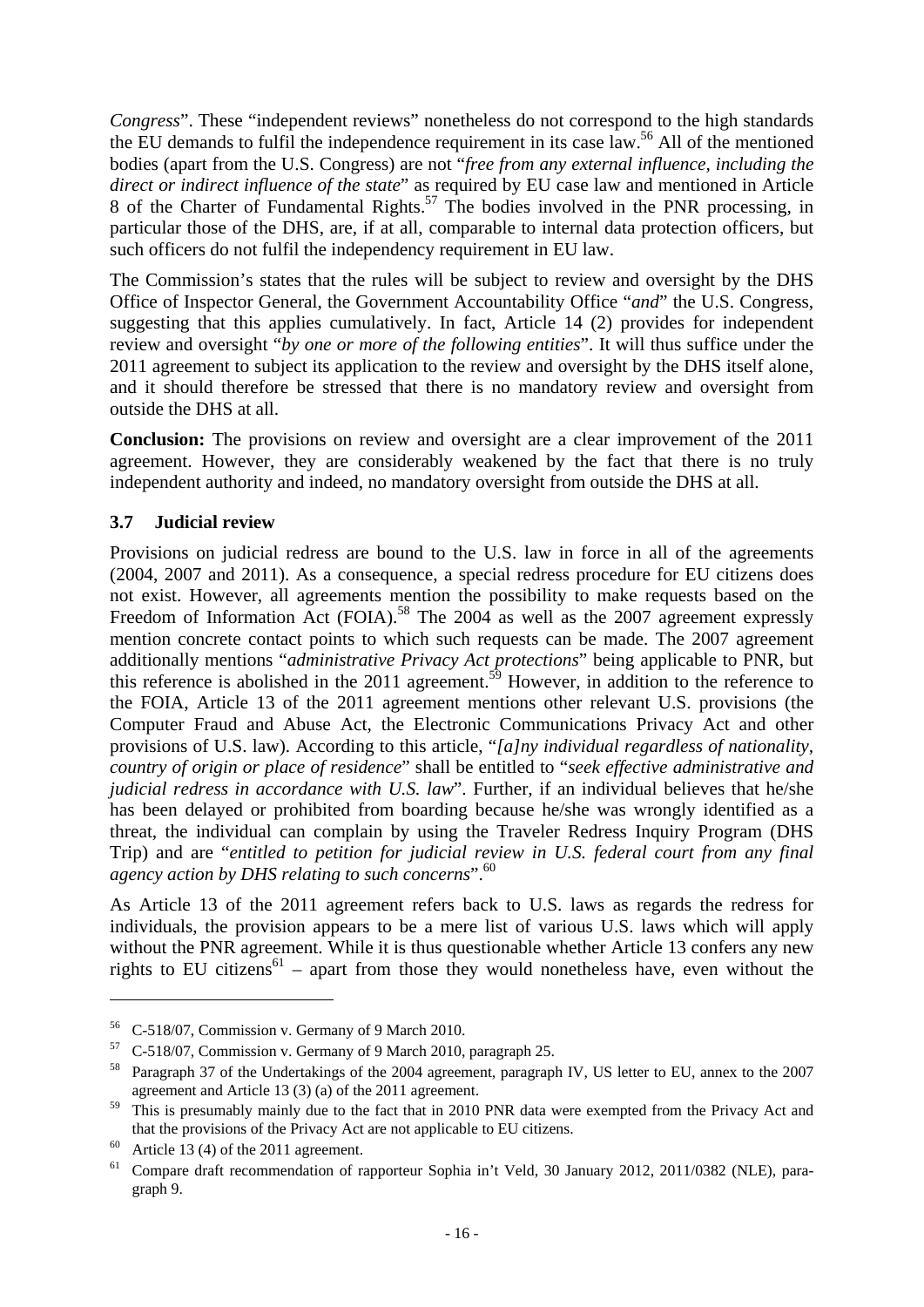*Congress*". These "independent reviews" nonetheless do not correspond to the high standards the EU demands to fulfil the independence requirement in its case law.[56] All of the mentioned bodies (apart from the U.S. Congress) are not "*free from any external influence, including the direct or indirect influence of the state*" as required by EU case law and mentioned in Article 8 of the Charter of Fundamental Rights.[57] The bodies involved in the PNR processing, in particular those of the DHS, are, if at all, comparable to internal data protection officers, but such officers do not fulfil the independency requirement in EU law.

The Commission's states that the rules will be subject to review and oversight by the DHS Office of Inspector General, the Government Accountability Office "*and*" the U.S. Congress, suggesting that this applies cumulatively. In fact, Article 14 (2) provides for independent review and oversight "*by one or more of the following entities*". It will thus suffice under the 2011 agreement to subject its application to the review and oversight by the DHS itself alone, and it should therefore be stressed that there is no mandatory review and oversight from outside the DHS at all.

**Conclusion:** The provisions on review and oversight are a clear improvement of the 2011 agreement. However, they are considerably weakened by the fact that there is no truly independent authority and indeed, no mandatory oversight from outside the DHS at all.

### 3.7 Judicial review

Provisions on judicial redress are bound to the U.S. law in force in all of the agreements (2004, 2007 and 2011). As a consequence, a special redress procedure for EU citizens does not exist. However, all agreements mention the possibility to make requests based on the Freedom of Information Act (FOIA).[58] The 2004 as well as the 2007 agreement expressly mention concrete contact points to which such requests can be made. The 2007 agreement additionally mentions "*administrative Privacy Act protections*" being applicable to PNR, but this reference is abolished in the 2011 agreement.[59] However, in addition to the reference to the FOIA, Article 13 of the 2011 agreement mentions other relevant U.S. provisions (the Computer Fraud and Abuse Act, the Electronic Communications Privacy Act and other provisions of U.S. law). According to this article, "*[a]ny individual regardless of nationality, country of origin or place of residence*" shall be entitled to "*seek effective administrative and judicial redress in accordance with U.S. law*". Further, if an individual believes that he/she has been delayed or prohibited from boarding because he/she was wrongly identified as a threat, the individual can complain by using the Traveler Redress Inquiry Program (DHS Trip) and are "*entitled to petition for judicial review in U.S. federal court from any final agency action by DHS relating to such concerns*".[60]

As Article 13 of the 2011 agreement refers back to U.S. laws as regards the redress for individuals, the provision appears to be a mere list of various U.S. laws which will apply without the PNR agreement. While it is thus questionable whether Article 13 confers any new rights to EU citizens[61] – apart from those they would nonetheless have, even without the

---

[56] C-518/07, Commission v. Germany of 9 March 2010.

[57] C-518/07, Commission v. Germany of 9 March 2010, paragraph 25.

[58] Paragraph 37 of the Undertakings of the 2004 agreement, paragraph IV, US letter to EU, annex to the 2007 agreement and Article 13 (3) (a) of the 2011 agreement.

[59] This is presumably mainly due to the fact that in 2010 PNR data were exempted from the Privacy Act and that the provisions of the Privacy Act are not applicable to EU citizens.

[60] Article 13 (4) of the 2011 agreement.

[61] Compare draft recommendation of rapporteur Sophia in't Veld, 30 January 2012, 2011/0382 (NLE), paragraph 9.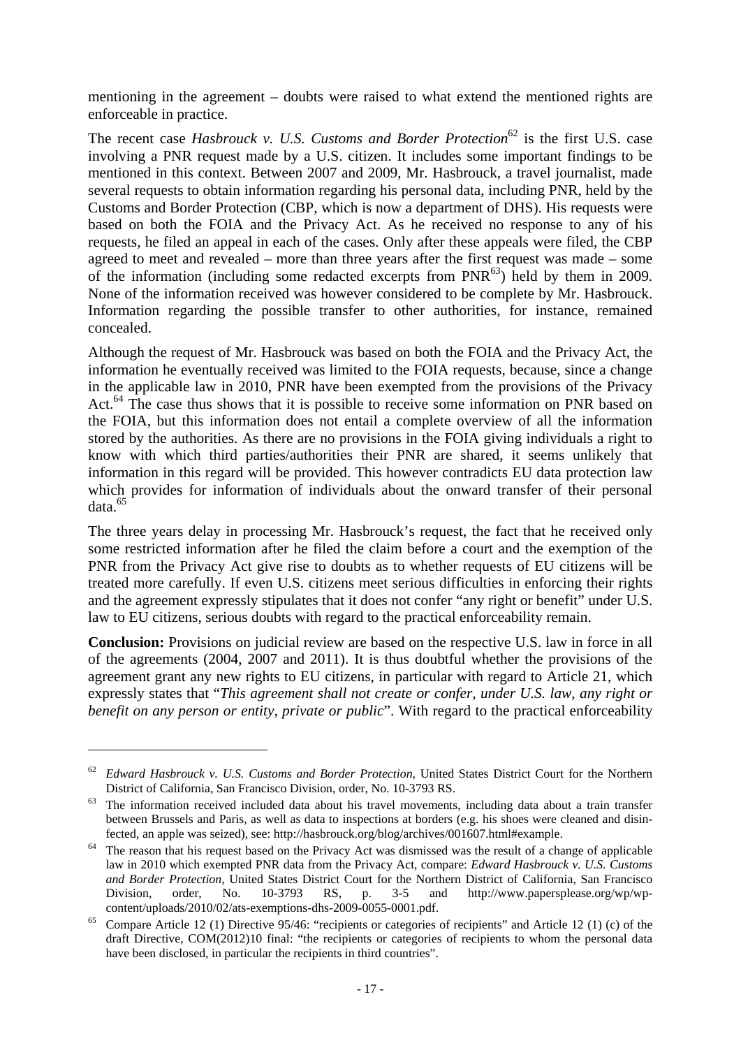mentioning in the agreement – doubts were raised to what extend the mentioned rights are enforceable in practice.

The recent case *Hasbrouck v. U.S. Customs and Border Protection*[62] is the first U.S. case involving a PNR request made by a U.S. citizen. It includes some important findings to be mentioned in this context. Between 2007 and 2009, Mr. Hasbrouck, a travel journalist, made several requests to obtain information regarding his personal data, including PNR, held by the Customs and Border Protection (CBP, which is now a department of DHS). His requests were based on both the FOIA and the Privacy Act. As he received no response to any of his requests, he filed an appeal in each of the cases. Only after these appeals were filed, the CBP agreed to meet and revealed – more than three years after the first request was made – some of the information (including some redacted excerpts from PNR[63]) held by them in 2009. None of the information received was however considered to be complete by Mr. Hasbrouck. Information regarding the possible transfer to other authorities, for instance, remained concealed.

Although the request of Mr. Hasbrouck was based on both the FOIA and the Privacy Act, the information he eventually received was limited to the FOIA requests, because, since a change in the applicable law in 2010, PNR have been exempted from the provisions of the Privacy Act.[64] The case thus shows that it is possible to receive some information on PNR based on the FOIA, but this information does not entail a complete overview of all the information stored by the authorities. As there are no provisions in the FOIA giving individuals a right to know with which third parties/authorities their PNR are shared, it seems unlikely that information in this regard will be provided. This however contradicts EU data protection law which provides for information of individuals about the onward transfer of their personal data.[65]

The three years delay in processing Mr. Hasbrouck's request, the fact that he received only some restricted information after he filed the claim before a court and the exemption of the PNR from the Privacy Act give rise to doubts as to whether requests of EU citizens will be treated more carefully. If even U.S. citizens meet serious difficulties in enforcing their rights and the agreement expressly stipulates that it does not confer "any right or benefit" under U.S. law to EU citizens, serious doubts with regard to the practical enforceability remain.

**Conclusion:** Provisions on judicial review are based on the respective U.S. law in force in all of the agreements (2004, 2007 and 2011). It is thus doubtful whether the provisions of the agreement grant any new rights to EU citizens, in particular with regard to Article 21, which expressly states that "*This agreement shall not create or confer, under U.S. law, any right or benefit on any person or entity, private or public*". With regard to the practical enforceability

---

[62] *Edward Hasbrouck v. U.S. Customs and Border Protection*, United States District Court for the Northern District of California, San Francisco Division, order, No. 10-3793 RS.

[63] The information received included data about his travel movements, including data about a train transfer between Brussels and Paris, as well as data to inspections at borders (e.g. his shoes were cleaned and disinfected, an apple was seized), see: http://hasbrouck.org/blog/archives/001607.html#example.

[64] The reason that his request based on the Privacy Act was dismissed was the result of a change of applicable law in 2010 which exempted PNR data from the Privacy Act, compare: *Edward Hasbrouck v. U.S. Customs and Border Protection*, United States District Court for the Northern District of California, San Francisco Division, order, No. 10-3793 RS, p. 3-5 and http://www.papersplease.org/wp/wp-content/uploads/2010/02/ats-exemptions-dhs-2009-0055-0001.pdf.

[65] Compare Article 12 (1) Directive 95/46: "recipients or categories of recipients" and Article 12 (1) (c) of the draft Directive, COM(2012)10 final: "the recipients or categories of recipients to whom the personal data have been disclosed, in particular the recipients in third countries".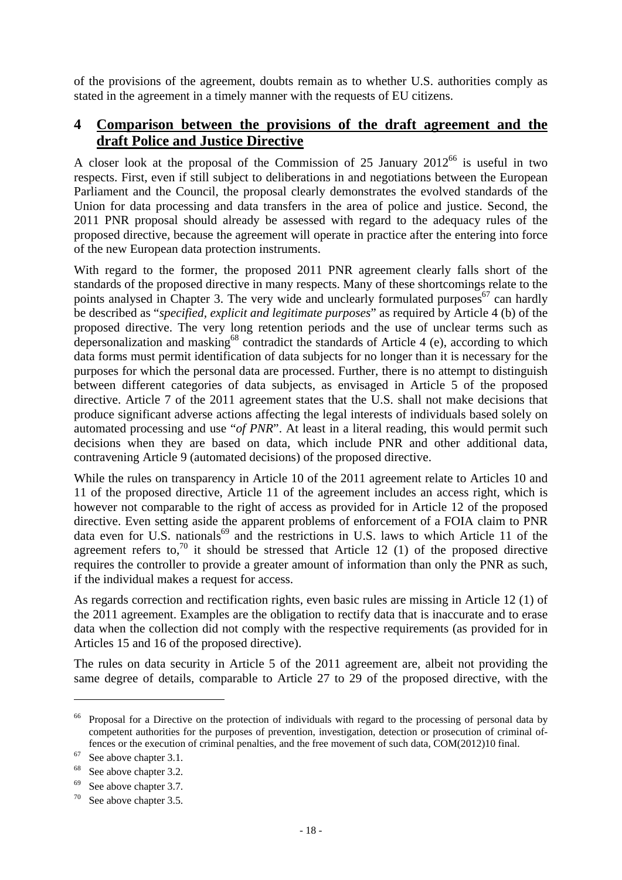of the provisions of the agreement, doubts remain as to whether U.S. authorities comply as stated in the agreement in a timely manner with the requests of EU citizens.

## 4 Comparison between the provisions of the draft agreement and the draft Police and Justice Directive

A closer look at the proposal of the Commission of 25 January 2012[66] is useful in two respects. First, even if still subject to deliberations in and negotiations between the European Parliament and the Council, the proposal clearly demonstrates the evolved standards of the Union for data processing and data transfers in the area of police and justice. Second, the 2011 PNR proposal should already be assessed with regard to the adequacy rules of the proposed directive, because the agreement will operate in practice after the entering into force of the new European data protection instruments.

With regard to the former, the proposed 2011 PNR agreement clearly falls short of the standards of the proposed directive in many respects. Many of these shortcomings relate to the points analysed in Chapter 3. The very wide and unclearly formulated purposes[67] can hardly be described as "*specified, explicit and legitimate purposes*" as required by Article 4 (b) of the proposed directive. The very long retention periods and the use of unclear terms such as depersonalization and masking[68] contradict the standards of Article 4 (e), according to which data forms must permit identification of data subjects for no longer than it is necessary for the purposes for which the personal data are processed. Further, there is no attempt to distinguish between different categories of data subjects, as envisaged in Article 5 of the proposed directive. Article 7 of the 2011 agreement states that the U.S. shall not make decisions that produce significant adverse actions affecting the legal interests of individuals based solely on automated processing and use "*of PNR*". At least in a literal reading, this would permit such decisions when they are based on data, which include PNR and other additional data, contravening Article 9 (automated decisions) of the proposed directive.

While the rules on transparency in Article 10 of the 2011 agreement relate to Articles 10 and 11 of the proposed directive, Article 11 of the agreement includes an access right, which is however not comparable to the right of access as provided for in Article 12 of the proposed directive. Even setting aside the apparent problems of enforcement of a FOIA claim to PNR data even for U.S. nationals[69] and the restrictions in U.S. laws to which Article 11 of the agreement refers to,[70] it should be stressed that Article 12 (1) of the proposed directive requires the controller to provide a greater amount of information than only the PNR as such, if the individual makes a request for access.

As regards correction and rectification rights, even basic rules are missing in Article 12 (1) of the 2011 agreement. Examples are the obligation to rectify data that is inaccurate and to erase data when the collection did not comply with the respective requirements (as provided for in Articles 15 and 16 of the proposed directive).

The rules on data security in Article 5 of the 2011 agreement are, albeit not providing the same degree of details, comparable to Article 27 to 29 of the proposed directive, with the

---

[66] Proposal for a Directive on the protection of individuals with regard to the processing of personal data by competent authorities for the purposes of prevention, investigation, detection or prosecution of criminal offences or the execution of criminal penalties, and the free movement of such data, COM(2012)10 final.

[67] See above chapter 3.1.

[68] See above chapter 3.2.

[69] See above chapter 3.7.

[70] See above chapter 3.5.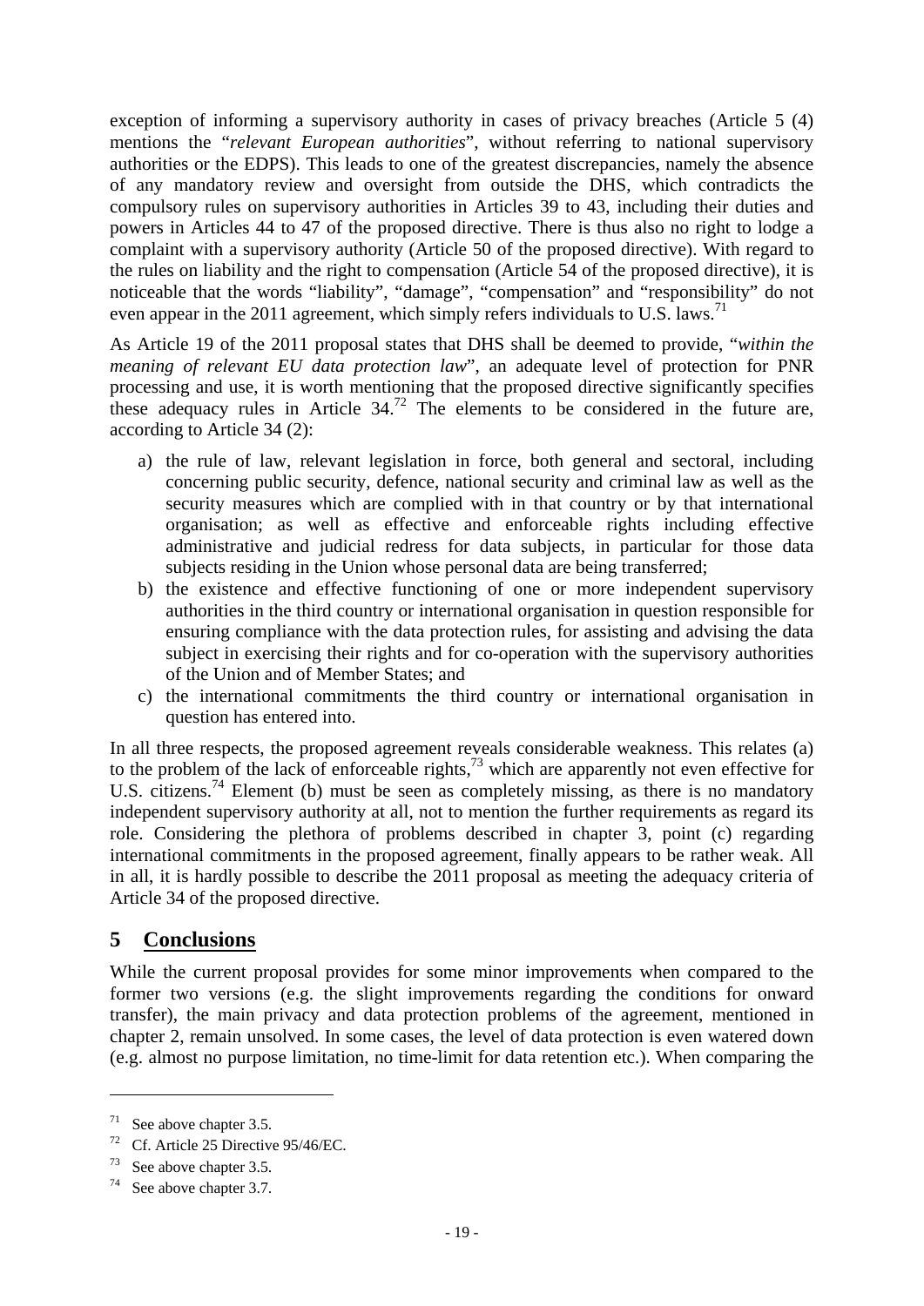exception of informing a supervisory authority in cases of privacy breaches (Article 5 (4) mentions the "*relevant European authorities*", without referring to national supervisory authorities or the EDPS). This leads to one of the greatest discrepancies, namely the absence of any mandatory review and oversight from outside the DHS, which contradicts the compulsory rules on supervisory authorities in Articles 39 to 43, including their duties and powers in Articles 44 to 47 of the proposed directive. There is thus also no right to lodge a complaint with a supervisory authority (Article 50 of the proposed directive). With regard to the rules on liability and the right to compensation (Article 54 of the proposed directive), it is noticeable that the words "liability", "damage", "compensation" and "responsibility" do not even appear in the 2011 agreement, which simply refers individuals to U.S. laws.[71]

As Article 19 of the 2011 proposal states that DHS shall be deemed to provide, "*within the meaning of relevant EU data protection law*", an adequate level of protection for PNR processing and use, it is worth mentioning that the proposed directive significantly specifies these adequacy rules in Article 34.[72] The elements to be considered in the future are, according to Article 34 (2):

a) the rule of law, relevant legislation in force, both general and sectoral, including concerning public security, defence, national security and criminal law as well as the security measures which are complied with in that country or by that international organisation; as well as effective and enforceable rights including effective administrative and judicial redress for data subjects, in particular for those data subjects residing in the Union whose personal data are being transferred;
b) the existence and effective functioning of one or more independent supervisory authorities in the third country or international organisation in question responsible for ensuring compliance with the data protection rules, for assisting and advising the data subject in exercising their rights and for co-operation with the supervisory authorities of the Union and of Member States; and
c) the international commitments the third country or international organisation in question has entered into.

In all three respects, the proposed agreement reveals considerable weakness. This relates (a) to the problem of the lack of enforceable rights,[73] which are apparently not even effective for U.S. citizens.[74] Element (b) must be seen as completely missing, as there is no mandatory independent supervisory authority at all, not to mention the further requirements as regard its role. Considering the plethora of problems described in chapter 3, point (c) regarding international commitments in the proposed agreement, finally appears to be rather weak. All in all, it is hardly possible to describe the 2011 proposal as meeting the adequacy criteria of Article 34 of the proposed directive.

# 5 Conclusions

While the current proposal provides for some minor improvements when compared to the former two versions (e.g. the slight improvements regarding the conditions for onward transfer), the main privacy and data protection problems of the agreement, mentioned in chapter 2, remain unsolved. In some cases, the level of data protection is even watered down (e.g. almost no purpose limitation, no time-limit for data retention etc.). When comparing the

---

[71] See above chapter 3.5.

[72] Cf. Article 25 Directive 95/46/EC.

[73] See above chapter 3.5.

[74] See above chapter 3.7.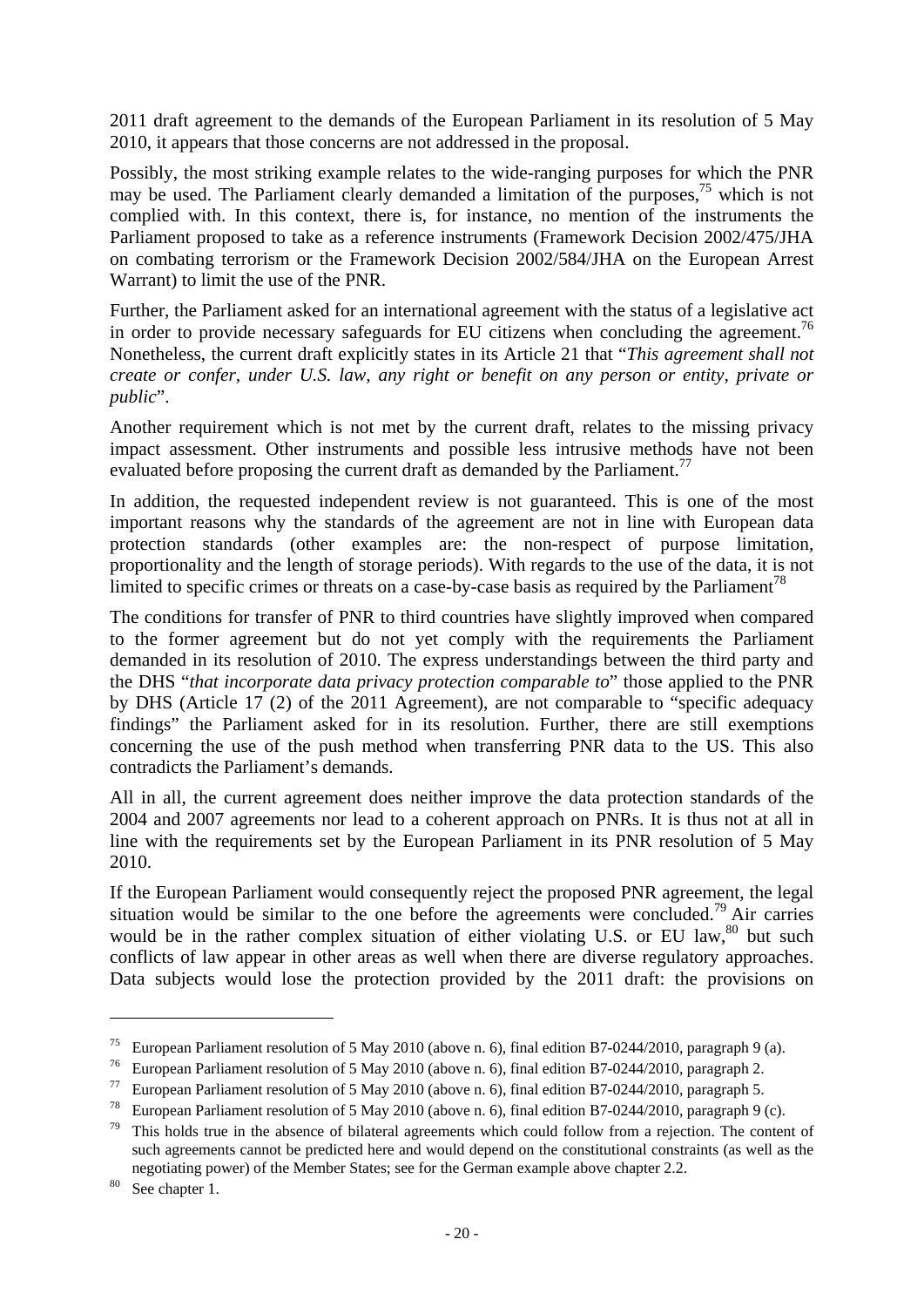2011 draft agreement to the demands of the European Parliament in its resolution of 5 May 2010, it appears that those concerns are not addressed in the proposal.

Possibly, the most striking example relates to the wide-ranging purposes for which the PNR may be used. The Parliament clearly demanded a limitation of the purposes,[75] which is not complied with. In this context, there is, for instance, no mention of the instruments the Parliament proposed to take as a reference instruments (Framework Decision 2002/475/JHA on combating terrorism or the Framework Decision 2002/584/JHA on the European Arrest Warrant) to limit the use of the PNR.

Further, the Parliament asked for an international agreement with the status of a legislative act in order to provide necessary safeguards for EU citizens when concluding the agreement.[76] Nonetheless, the current draft explicitly states in its Article 21 that "*This agreement shall not create or confer, under U.S. law, any right or benefit on any person or entity, private or public*".

Another requirement which is not met by the current draft, relates to the missing privacy impact assessment. Other instruments and possible less intrusive methods have not been evaluated before proposing the current draft as demanded by the Parliament.[77]

In addition, the requested independent review is not guaranteed. This is one of the most important reasons why the standards of the agreement are not in line with European data protection standards (other examples are: the non-respect of purpose limitation, proportionality and the length of storage periods). With regards to the use of the data, it is not limited to specific crimes or threats on a case-by-case basis as required by the Parliament[78]

The conditions for transfer of PNR to third countries have slightly improved when compared to the former agreement but do not yet comply with the requirements the Parliament demanded in its resolution of 2010. The express understandings between the third party and the DHS "*that incorporate data privacy protection comparable to*" those applied to the PNR by DHS (Article 17 (2) of the 2011 Agreement), are not comparable to "specific adequacy findings" the Parliament asked for in its resolution. Further, there are still exemptions concerning the use of the push method when transferring PNR data to the US. This also contradicts the Parliament's demands.

All in all, the current agreement does neither improve the data protection standards of the 2004 and 2007 agreements nor lead to a coherent approach on PNRs. It is thus not at all in line with the requirements set by the European Parliament in its PNR resolution of 5 May 2010.

If the European Parliament would consequently reject the proposed PNR agreement, the legal situation would be similar to the one before the agreements were concluded.[79] Air carries would be in the rather complex situation of either violating U.S. or EU law,[80] but such conflicts of law appear in other areas as well when there are diverse regulatory approaches. Data subjects would lose the protection provided by the 2011 draft: the provisions on

---

[75] European Parliament resolution of 5 May 2010 (above n. 6), final edition B7-0244/2010, paragraph 9 (a).

[76] European Parliament resolution of 5 May 2010 (above n. 6), final edition B7-0244/2010, paragraph 2.

[77] European Parliament resolution of 5 May 2010 (above n. 6), final edition B7-0244/2010, paragraph 5.

[78] European Parliament resolution of 5 May 2010 (above n. 6), final edition B7-0244/2010, paragraph 9 (c).

[79] This holds true in the absence of bilateral agreements which could follow from a rejection. The content of such agreements cannot be predicted here and would depend on the constitutional constraints (as well as the negotiating power) of the Member States; see for the German example above chapter 2.2.

[80] See chapter 1.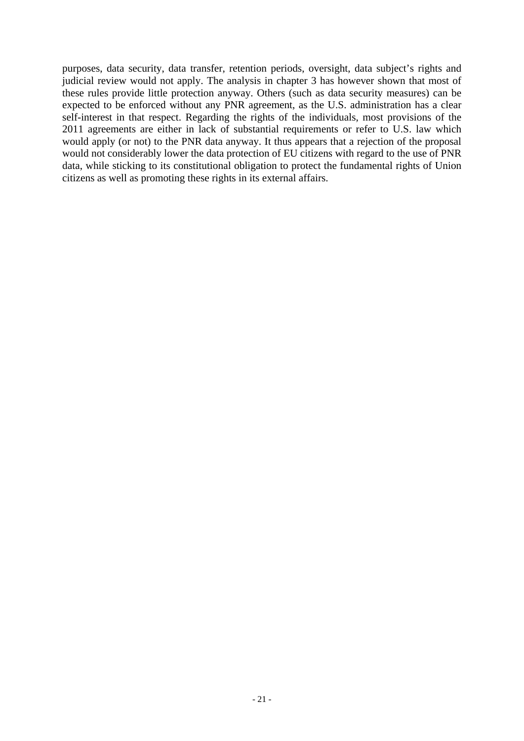purposes, data security, data transfer, retention periods, oversight, data subject's rights and judicial review would not apply. The analysis in chapter 3 has however shown that most of these rules provide little protection anyway. Others (such as data security measures) can be expected to be enforced without any PNR agreement, as the U.S. administration has a clear self-interest in that respect. Regarding the rights of the individuals, most provisions of the 2011 agreements are either in lack of substantial requirements or refer to U.S. law which would apply (or not) to the PNR data anyway. It thus appears that a rejection of the proposal would not considerably lower the data protection of EU citizens with regard to the use of PNR data, while sticking to its constitutional obligation to protect the fundamental rights of Union citizens as well as promoting these rights in its external affairs.